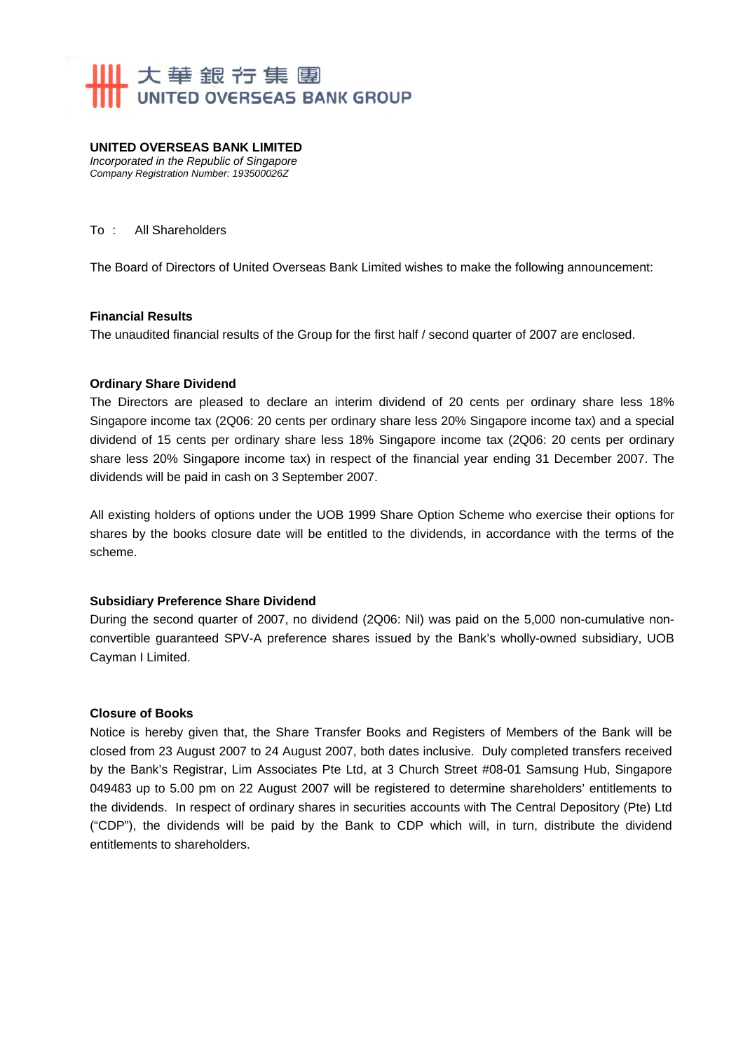大華銀行集團
UNITED OVERSEAS BANK GROUP

**UNITED OVERSEAS BANK LIMITED**
*Incorporated in the Republic of Singapore*
*Company Registration Number: 193500026Z*

To : All Shareholders

The Board of Directors of United Overseas Bank Limited wishes to make the following announcement:

**Financial Results**

The unaudited financial results of the Group for the first half / second quarter of 2007 are enclosed.

**Ordinary Share Dividend**

The Directors are pleased to declare an interim dividend of 20 cents per ordinary share less 18% Singapore income tax (2Q06: 20 cents per ordinary share less 20% Singapore income tax) and a special dividend of 15 cents per ordinary share less 18% Singapore income tax (2Q06: 20 cents per ordinary share less 20% Singapore income tax) in respect of the financial year ending 31 December 2007. The dividends will be paid in cash on 3 September 2007.

All existing holders of options under the UOB 1999 Share Option Scheme who exercise their options for shares by the books closure date will be entitled to the dividends, in accordance with the terms of the scheme.

**Subsidiary Preference Share Dividend**

During the second quarter of 2007, no dividend (2Q06: Nil) was paid on the 5,000 non-cumulative non-convertible guaranteed SPV-A preference shares issued by the Bank's wholly-owned subsidiary, UOB Cayman I Limited.

**Closure of Books**

Notice is hereby given that, the Share Transfer Books and Registers of Members of the Bank will be closed from 23 August 2007 to 24 August 2007, both dates inclusive. Duly completed transfers received by the Bank's Registrar, Lim Associates Pte Ltd, at 3 Church Street #08-01 Samsung Hub, Singapore 049483 up to 5.00 pm on 22 August 2007 will be registered to determine shareholders' entitlements to the dividends. In respect of ordinary shares in securities accounts with The Central Depository (Pte) Ltd ("CDP"), the dividends will be paid by the Bank to CDP which will, in turn, distribute the dividend entitlements to shareholders.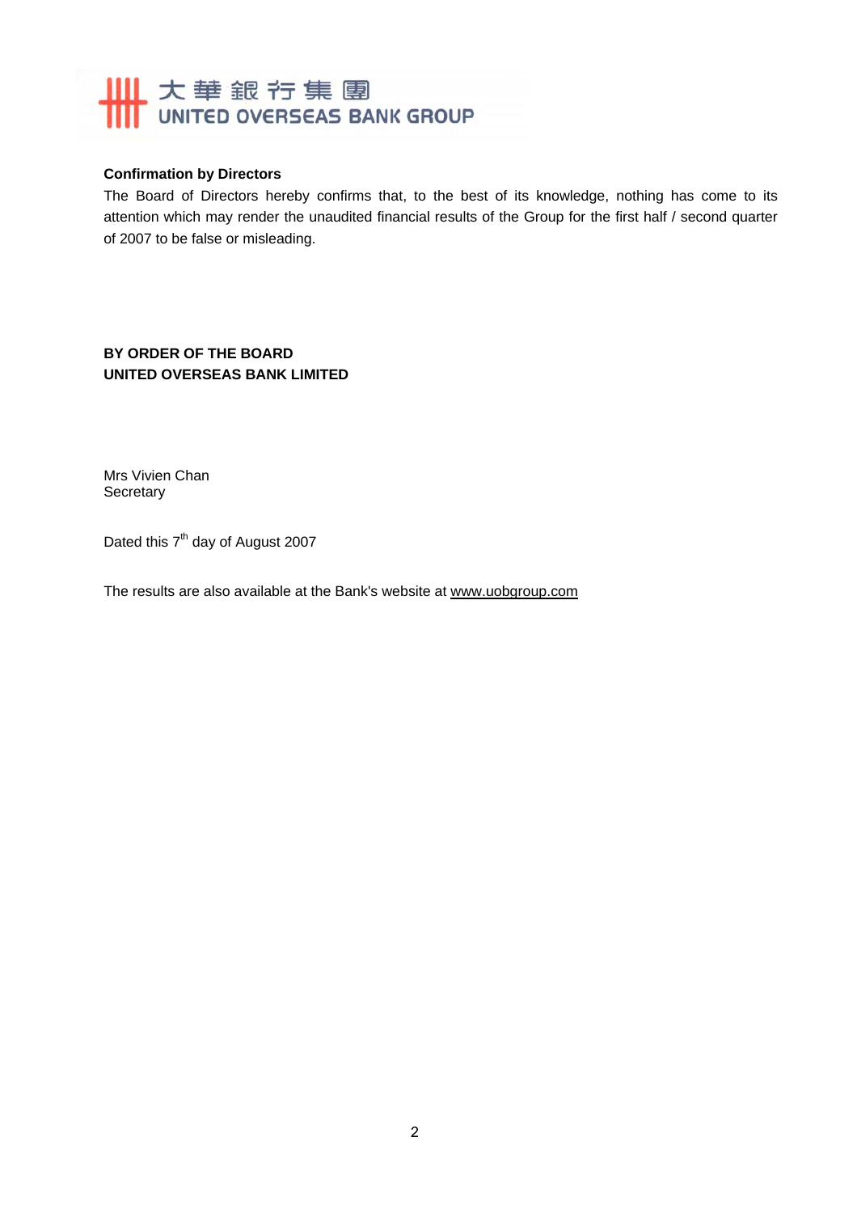大華銀行集團
UNITED OVERSEAS BANK GROUP

**Confirmation by Directors**

The Board of Directors hereby confirms that, to the best of its knowledge, nothing has come to its attention which may render the unaudited financial results of the Group for the first half / second quarter of 2007 to be false or misleading.

**BY ORDER OF THE BOARD**
**UNITED OVERSEAS BANK LIMITED**

Mrs Vivien Chan
Secretary

Dated this 7th day of August 2007

The results are also available at the Bank's website at www.uobgroup.com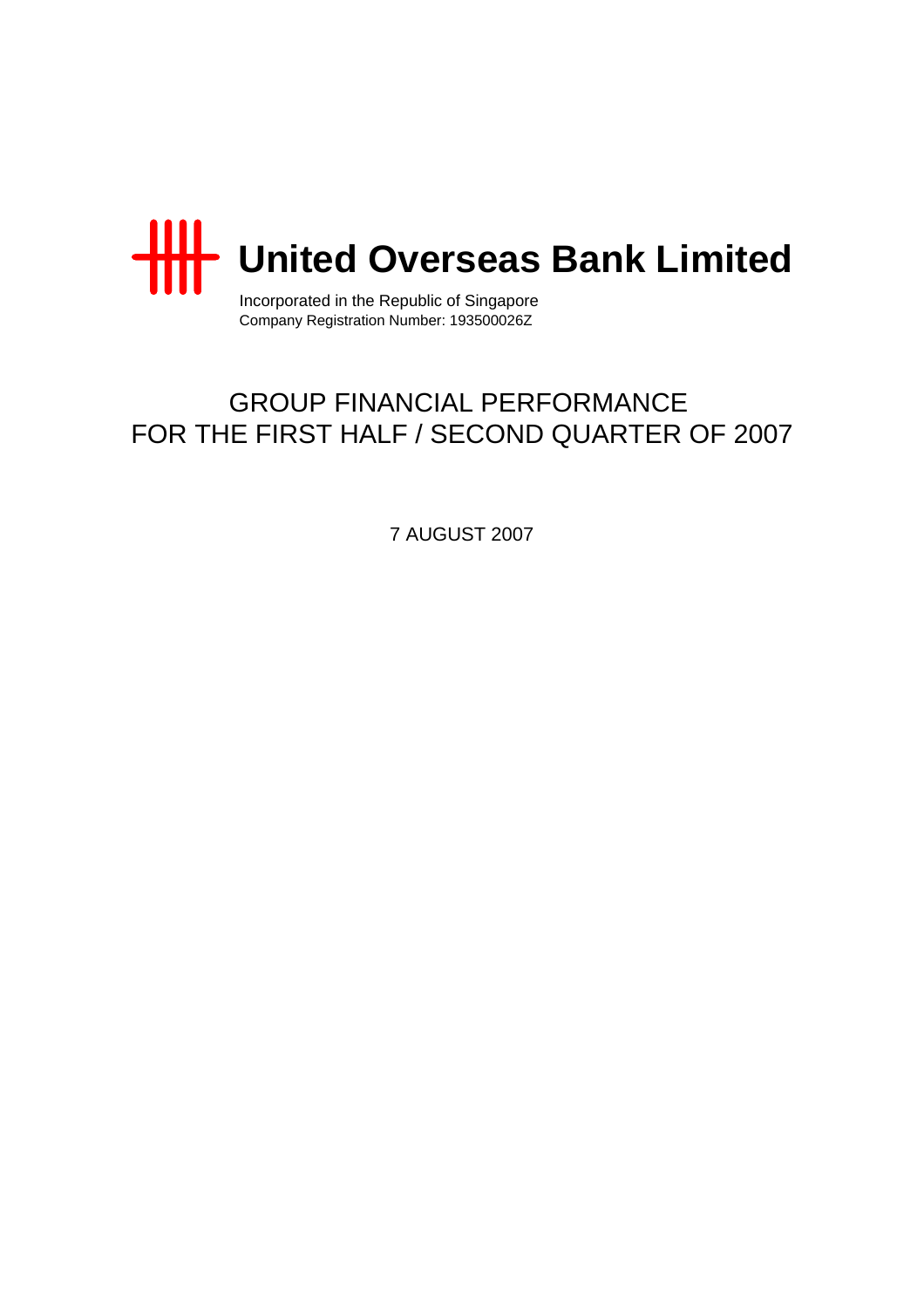# United Overseas Bank Limited

Incorporated in the Republic of Singapore
Company Registration Number: 193500026Z

## GROUP FINANCIAL PERFORMANCE FOR THE FIRST HALF / SECOND QUARTER OF 2007

7 AUGUST 2007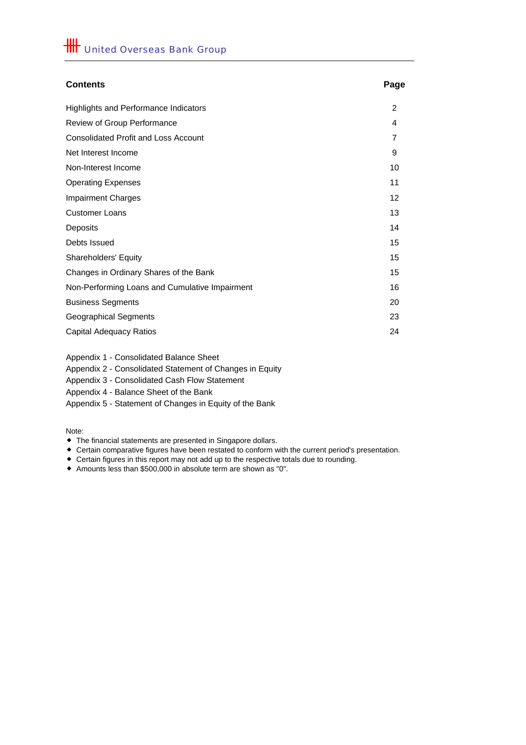United Overseas Bank Group

| Contents | Page |
|---|---|
| Highlights and Performance Indicators | 2 |
| Review of Group Performance | 4 |
| Consolidated Profit and Loss Account | 7 |
| Net Interest Income | 9 |
| Non-Interest Income | 10 |
| Operating Expenses | 11 |
| Impairment Charges | 12 |
| Customer Loans | 13 |
| Deposits | 14 |
| Debts Issued | 15 |
| Shareholders' Equity | 15 |
| Changes in Ordinary Shares of the Bank | 15 |
| Non-Performing Loans and Cumulative Impairment | 16 |
| Business Segments | 20 |
| Geographical Segments | 23 |
| Capital Adequacy Ratios | 24 |

Appendix 1 - Consolidated Balance Sheet
Appendix 2 - Consolidated Statement of Changes in Equity
Appendix 3 - Consolidated Cash Flow Statement
Appendix 4 - Balance Sheet of the Bank
Appendix 5 - Statement of Changes in Equity of the Bank

Note:
- The financial statements are presented in Singapore dollars.
- Certain comparative figures have been restated to conform with the current period's presentation.
- Certain figures in this report may not add up to the respective totals due to rounding.
- Amounts less than $500,000 in absolute term are shown as "0".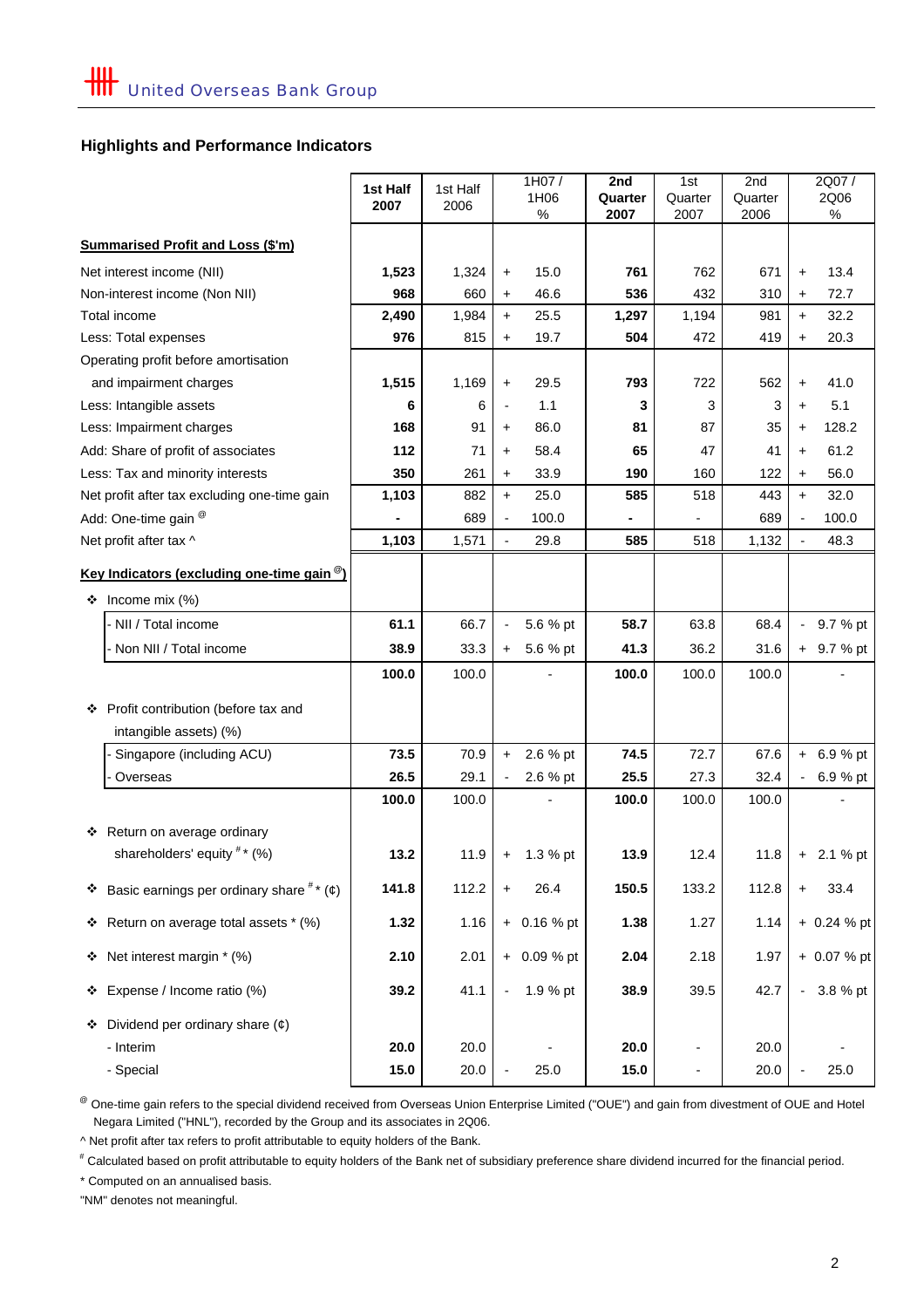## Highlights and Performance Indicators

| | 1st Half 2007 | 1st Half 2006 | 1H07 / 1H06 % | 2nd Quarter 2007 | 1st Quarter 2007 | 2nd Quarter 2006 | 2Q07 / 2Q06 % |
|---|---|---|---|---|---|---|---|
| **Summarised Profit and Loss ($'m)** | | | | | | | |
| Net interest income (NII) | **1,523** | 1,324 | + 15.0 | **761** | 762 | 671 | + 13.4 |
| Non-interest income (Non NII) | **968** | 660 | + 46.6 | **536** | 432 | 310 | + 72.7 |
| Total income | **2,490** | 1,984 | + 25.5 | **1,297** | 1,194 | 981 | + 32.2 |
| Less: Total expenses | **976** | 815 | + 19.7 | **504** | 472 | 419 | + 20.3 |
| Operating profit before amortisation and impairment charges | **1,515** | 1,169 | + 29.5 | **793** | 722 | 562 | + 41.0 |
| Less: Intangible assets | **6** | 6 | - 1.1 | **3** | 3 | 3 | + 5.1 |
| Less: Impairment charges | **168** | 91 | + 86.0 | **81** | 87 | 35 | + 128.2 |
| Add: Share of profit of associates | **112** | 71 | + 58.4 | **65** | 47 | 41 | + 61.2 |
| Less: Tax and minority interests | **350** | 261 | + 33.9 | **190** | 160 | 122 | + 56.0 |
| Net profit after tax excluding one-time gain | **1,103** | 882 | + 25.0 | **585** | 518 | 443 | + 32.0 |
| Add: One-time gain @ | **-** | 689 | - 100.0 | **-** | - | 689 | - 100.0 |
| Net profit after tax ^ | **1,103** | 1,571 | - 29.8 | **585** | 518 | 1,132 | - 48.3 |
| **Key Indicators (excluding one-time gain @)** | | | | | | | |
| ❖ Income mix (%) | | | | | | | |
| - NII / Total income | **61.1** | 66.7 | - 5.6 % pt | **58.7** | 63.8 | 68.4 | - 9.7 % pt |
| - Non NII / Total income | **38.9** | 33.3 | + 5.6 % pt | **41.3** | 36.2 | 31.6 | + 9.7 % pt |
| | **100.0** | 100.0 | - | **100.0** | 100.0 | 100.0 | - |
| ❖ Profit contribution (before tax and intangible assets) (%) | | | | | | | |
| - Singapore (including ACU) | **73.5** | 70.9 | + 2.6 % pt | **74.5** | 72.7 | 67.6 | + 6.9 % pt |
| - Overseas | **26.5** | 29.1 | - 2.6 % pt | **25.5** | 27.3 | 32.4 | - 6.9 % pt |
| | **100.0** | 100.0 | - | **100.0** | 100.0 | 100.0 | - |
| ❖ Return on average ordinary shareholders' equity # * (%) | **13.2** | 11.9 | + 1.3 % pt | **13.9** | 12.4 | 11.8 | + 2.1 % pt |
| ❖ Basic earnings per ordinary share # * (¢) | **141.8** | 112.2 | + 26.4 | **150.5** | 133.2 | 112.8 | + 33.4 |
| ❖ Return on average total assets * (%) | **1.32** | 1.16 | + 0.16 % pt | **1.38** | 1.27 | 1.14 | + 0.24 % pt |
| ❖ Net interest margin * (%) | **2.10** | 2.01 | + 0.09 % pt | **2.04** | 2.18 | 1.97 | + 0.07 % pt |
| ❖ Expense / Income ratio (%) | **39.2** | 41.1 | - 1.9 % pt | **38.9** | 39.5 | 42.7 | - 3.8 % pt |
| ❖ Dividend per ordinary share (¢) | | | | | | | |
| - Interim | **20.0** | 20.0 | - | **20.0** | - | 20.0 | - |
| - Special | **15.0** | 20.0 | - 25.0 | **15.0** | - | 20.0 | - 25.0 |

@ One-time gain refers to the special dividend received from Overseas Union Enterprise Limited ("OUE") and gain from divestment of OUE and Hotel Negara Limited ("HNL"), recorded by the Group and its associates in 2Q06.

^ Net profit after tax refers to profit attributable to equity holders of the Bank.

\# Calculated based on profit attributable to equity holders of the Bank net of subsidiary preference share dividend incurred for the financial period.

\* Computed on an annualised basis.

"NM" denotes not meaningful.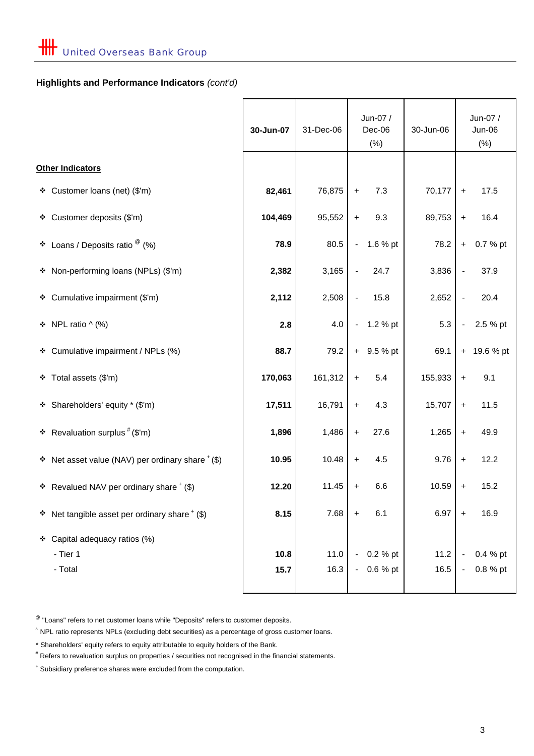**Highlights and Performance Indicators** *(cont'd)*

| | **30-Jun-07** | 31-Dec-06 | Jun-07 / Dec-06 (%) | 30-Jun-06 | Jun-07 / Jun-06 (%) |
|---|---|---|---|---|---|
| **Other Indicators** | | | | | |
| ❖ Customer loans (net) ($'m) | **82,461** | 76,875 | + 7.3 | 70,177 | + 17.5 |
| ❖ Customer deposits ($'m) | **104,469** | 95,552 | + 9.3 | 89,753 | + 16.4 |
| ❖ Loans / Deposits ratio [@] (%) | **78.9** | 80.5 | - 1.6 % pt | 78.2 | + 0.7 % pt |
| ❖ Non-performing loans (NPLs) ($'m) | **2,382** | 3,165 | - 24.7 | 3,836 | - 37.9 |
| ❖ Cumulative impairment ($'m) | **2,112** | 2,508 | - 15.8 | 2,652 | - 20.4 |
| ❖ NPL ratio ^ (%) | **2.8** | 4.0 | - 1.2 % pt | 5.3 | - 2.5 % pt |
| ❖ Cumulative impairment / NPLs (%) | **88.7** | 79.2 | + 9.5 % pt | 69.1 | + 19.6 % pt |
| ❖ Total assets ($'m) | **170,063** | 161,312 | + 5.4 | 155,933 | + 9.1 |
| ❖ Shareholders' equity * ($'m) | **17,511** | 16,791 | + 4.3 | 15,707 | + 11.5 |
| ❖ Revaluation surplus [#] ($'m) | **1,896** | 1,486 | + 27.6 | 1,265 | + 49.9 |
| ❖ Net asset value (NAV) per ordinary share [+] ($) | **10.95** | 10.48 | + 4.5 | 9.76 | + 12.2 |
| ❖ Revalued NAV per ordinary share [+] ($) | **12.20** | 11.45 | + 6.6 | 10.59 | + 15.2 |
| ❖ Net tangible asset per ordinary share [+] ($) | **8.15** | 7.68 | + 6.1 | 6.97 | + 16.9 |
| ❖ Capital adequacy ratios (%) | | | | | |
| - Tier 1 | **10.8** | 11.0 | - 0.2 % pt | 11.2 | - 0.4 % pt |
| - Total | **15.7** | 16.3 | - 0.6 % pt | 16.5 | - 0.8 % pt |

[@] "Loans" refers to net customer loans while "Deposits" refers to customer deposits.

^ NPL ratio represents NPLs (excluding debt securities) as a percentage of gross customer loans.

* Shareholders' equity refers to equity attributable to equity holders of the Bank.

[#] Refers to revaluation surplus on properties / securities not recognised in the financial statements.

[+] Subsidiary preference shares were excluded from the computation.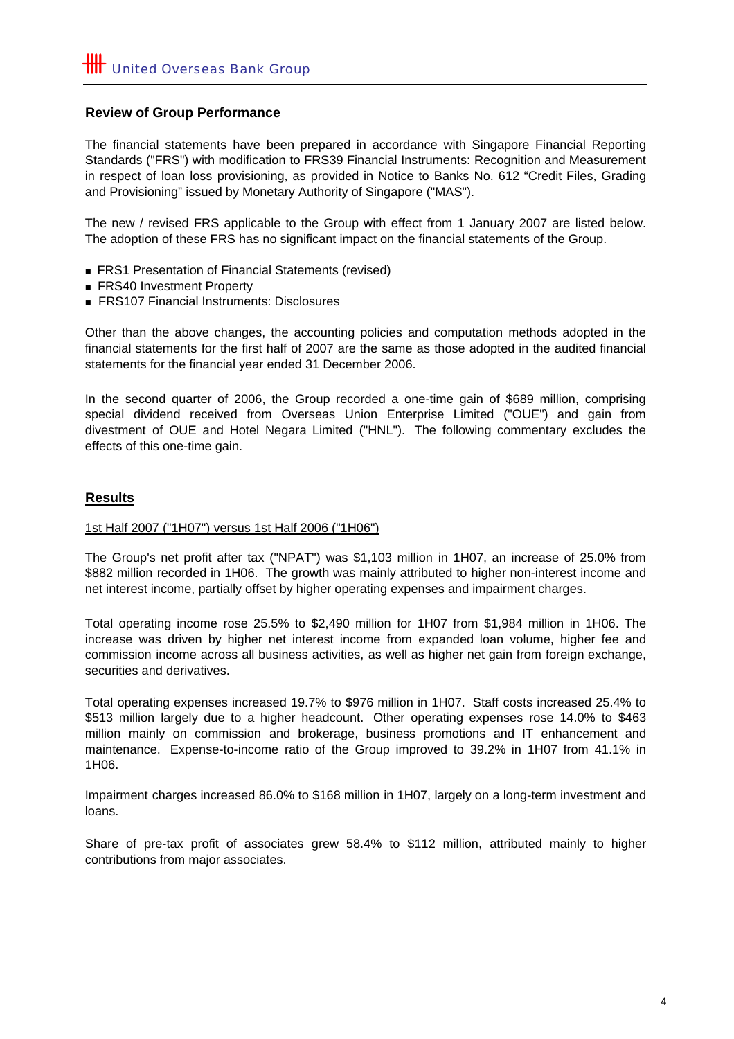## Review of Group Performance

The financial statements have been prepared in accordance with Singapore Financial Reporting Standards ("FRS") with modification to FRS39 Financial Instruments: Recognition and Measurement in respect of loan loss provisioning, as provided in Notice to Banks No. 612 "Credit Files, Grading and Provisioning" issued by Monetary Authority of Singapore ("MAS").

The new / revised FRS applicable to the Group with effect from 1 January 2007 are listed below. The adoption of these FRS has no significant impact on the financial statements of the Group.

- FRS1 Presentation of Financial Statements (revised)
- FRS40 Investment Property
- FRS107 Financial Instruments: Disclosures

Other than the above changes, the accounting policies and computation methods adopted in the financial statements for the first half of 2007 are the same as those adopted in the audited financial statements for the financial year ended 31 December 2006.

In the second quarter of 2006, the Group recorded a one-time gain of $689 million, comprising special dividend received from Overseas Union Enterprise Limited ("OUE") and gain from divestment of OUE and Hotel Negara Limited ("HNL"). The following commentary excludes the effects of this one-time gain.

## Results

1st Half 2007 ("1H07") versus 1st Half 2006 ("1H06")

The Group's net profit after tax ("NPAT") was $1,103 million in 1H07, an increase of 25.0% from $882 million recorded in 1H06. The growth was mainly attributed to higher non-interest income and net interest income, partially offset by higher operating expenses and impairment charges.

Total operating income rose 25.5% to $2,490 million for 1H07 from $1,984 million in 1H06. The increase was driven by higher net interest income from expanded loan volume, higher fee and commission income across all business activities, as well as higher net gain from foreign exchange, securities and derivatives.

Total operating expenses increased 19.7% to $976 million in 1H07. Staff costs increased 25.4% to $513 million largely due to a higher headcount. Other operating expenses rose 14.0% to $463 million mainly on commission and brokerage, business promotions and IT enhancement and maintenance. Expense-to-income ratio of the Group improved to 39.2% in 1H07 from 41.1% in 1H06.

Impairment charges increased 86.0% to $168 million in 1H07, largely on a long-term investment and loans.

Share of pre-tax profit of associates grew 58.4% to $112 million, attributed mainly to higher contributions from major associates.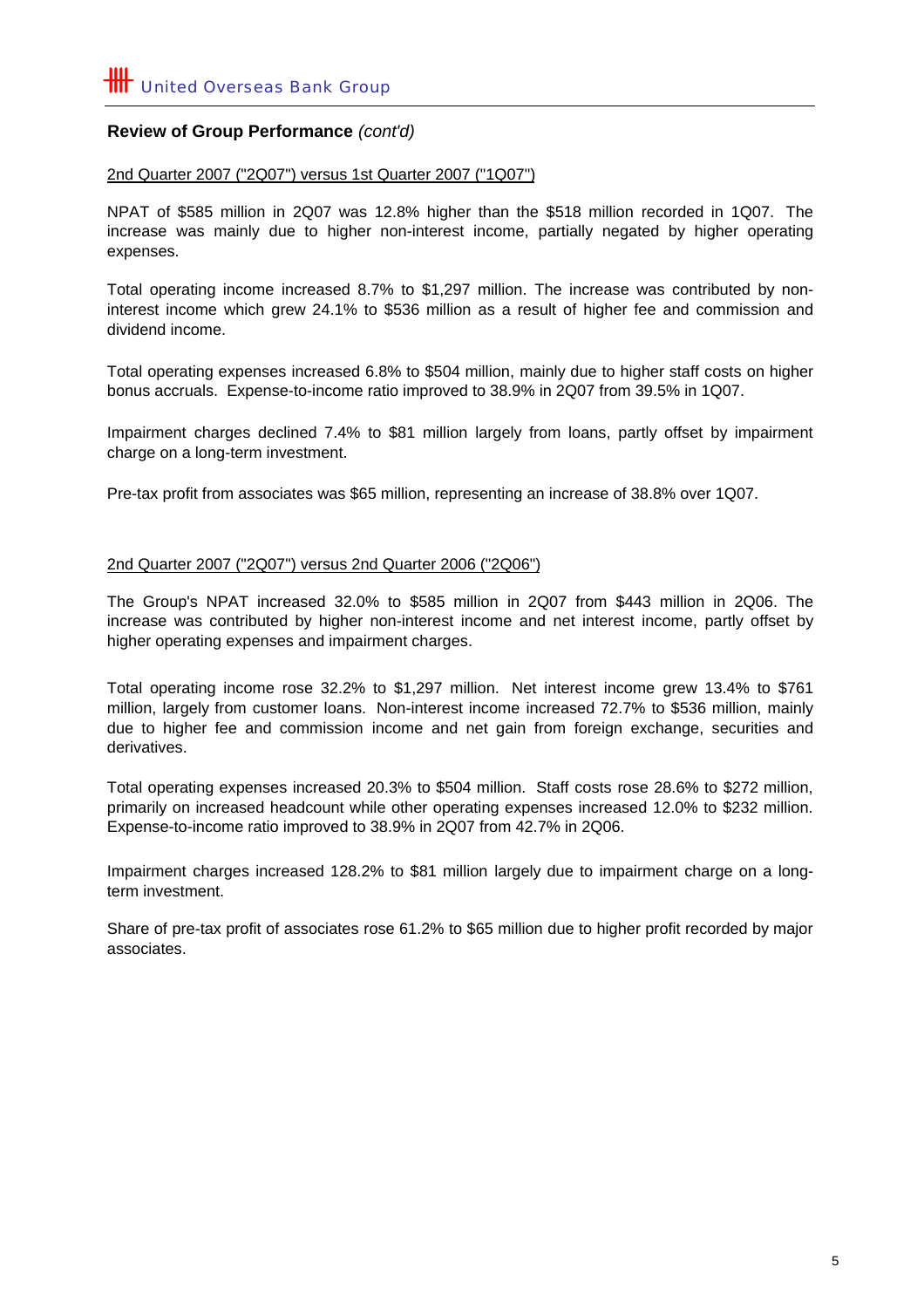**Review of Group Performance** *(cont'd)*

2nd Quarter 2007 ("2Q07") versus 1st Quarter 2007 ("1Q07")

NPAT of $585 million in 2Q07 was 12.8% higher than the $518 million recorded in 1Q07. The increase was mainly due to higher non-interest income, partially negated by higher operating expenses.

Total operating income increased 8.7% to $1,297 million. The increase was contributed by non-interest income which grew 24.1% to $536 million as a result of higher fee and commission and dividend income.

Total operating expenses increased 6.8% to $504 million, mainly due to higher staff costs on higher bonus accruals. Expense-to-income ratio improved to 38.9% in 2Q07 from 39.5% in 1Q07.

Impairment charges declined 7.4% to $81 million largely from loans, partly offset by impairment charge on a long-term investment.

Pre-tax profit from associates was $65 million, representing an increase of 38.8% over 1Q07.

2nd Quarter 2007 ("2Q07") versus 2nd Quarter 2006 ("2Q06")

The Group's NPAT increased 32.0% to $585 million in 2Q07 from $443 million in 2Q06. The increase was contributed by higher non-interest income and net interest income, partly offset by higher operating expenses and impairment charges.

Total operating income rose 32.2% to $1,297 million. Net interest income grew 13.4% to $761 million, largely from customer loans. Non-interest income increased 72.7% to $536 million, mainly due to higher fee and commission income and net gain from foreign exchange, securities and derivatives.

Total operating expenses increased 20.3% to $504 million. Staff costs rose 28.6% to $272 million, primarily on increased headcount while other operating expenses increased 12.0% to $232 million. Expense-to-income ratio improved to 38.9% in 2Q07 from 42.7% in 2Q06.

Impairment charges increased 128.2% to $81 million largely due to impairment charge on a long-term investment.

Share of pre-tax profit of associates rose 61.2% to $65 million due to higher profit recorded by major associates.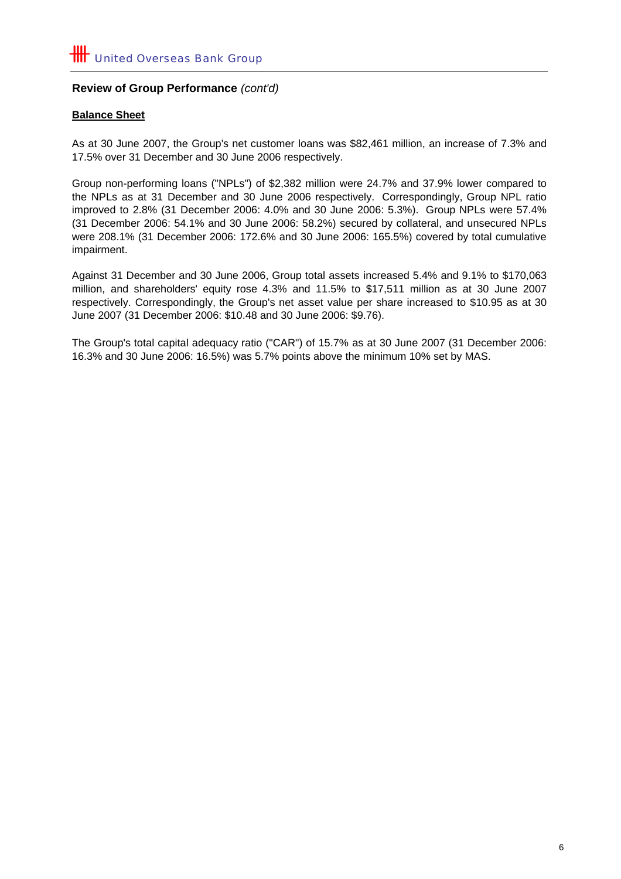## Review of Group Performance *(cont'd)*

**Balance Sheet**

As at 30 June 2007, the Group's net customer loans was $82,461 million, an increase of 7.3% and 17.5% over 31 December and 30 June 2006 respectively.

Group non-performing loans ("NPLs") of $2,382 million were 24.7% and 37.9% lower compared to the NPLs as at 31 December and 30 June 2006 respectively. Correspondingly, Group NPL ratio improved to 2.8% (31 December 2006: 4.0% and 30 June 2006: 5.3%). Group NPLs were 57.4% (31 December 2006: 54.1% and 30 June 2006: 58.2%) secured by collateral, and unsecured NPLs were 208.1% (31 December 2006: 172.6% and 30 June 2006: 165.5%) covered by total cumulative impairment.

Against 31 December and 30 June 2006, Group total assets increased 5.4% and 9.1% to $170,063 million, and shareholders' equity rose 4.3% and 11.5% to $17,511 million as at 30 June 2007 respectively. Correspondingly, the Group's net asset value per share increased to $10.95 as at 30 June 2007 (31 December 2006: $10.48 and 30 June 2006: $9.76).

The Group's total capital adequacy ratio ("CAR") of 15.7% as at 30 June 2007 (31 December 2006: 16.3% and 30 June 2006: 16.5%) was 5.7% points above the minimum 10% set by MAS.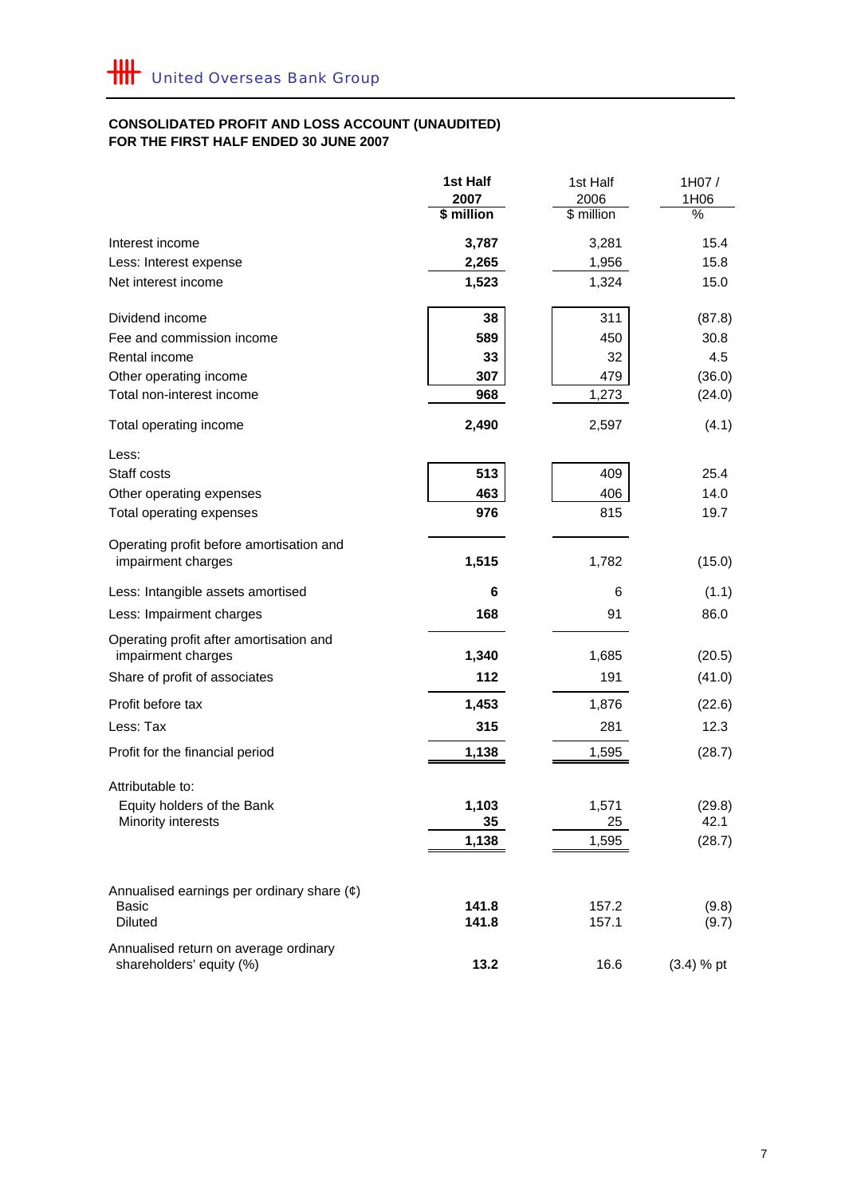## CONSOLIDATED PROFIT AND LOSS ACCOUNT (UNAUDITED)
## FOR THE FIRST HALF ENDED 30 JUNE 2007

| | 1st Half 2007 $ million | 1st Half 2006 $ million | 1H07 / 1H06 % |
|---|---|---|---|
| Interest income | **3,787** | 3,281 | 15.4 |
| Less: Interest expense | **2,265** | 1,956 | 15.8 |
| Net interest income | **1,523** | 1,324 | 15.0 |
| | | | |
| Dividend income | **38** | 311 | (87.8) |
| Fee and commission income | **589** | 450 | 30.8 |
| Rental income | **33** | 32 | 4.5 |
| Other operating income | **307** | 479 | (36.0) |
| Total non-interest income | **968** | 1,273 | (24.0) |
| | | | |
| Total operating income | **2,490** | 2,597 | (4.1) |
| | | | |
| Less: | | | |
| Staff costs | **513** | 409 | 25.4 |
| Other operating expenses | **463** | 406 | 14.0 |
| Total operating expenses | **976** | 815 | 19.7 |
| | | | |
| Operating profit before amortisation and impairment charges | **1,515** | 1,782 | (15.0) |
| | | | |
| Less: Intangible assets amortised | **6** | 6 | (1.1) |
| Less: Impairment charges | **168** | 91 | 86.0 |
| | | | |
| Operating profit after amortisation and impairment charges | **1,340** | 1,685 | (20.5) |
| Share of profit of associates | **112** | 191 | (41.0) |
| | | | |
| Profit before tax | **1,453** | 1,876 | (22.6) |
| Less: Tax | **315** | 281 | 12.3 |
| Profit for the financial period | **1,138** | 1,595 | (28.7) |
| | | | |
| Attributable to: | | | |
| Equity holders of the Bank | **1,103** | 1,571 | (29.8) |
| Minority interests | **35** | 25 | 42.1 |
| | **1,138** | 1,595 | (28.7) |
| | | | |
| Annualised earnings per ordinary share (¢) | | | |
| Basic | **141.8** | 157.2 | (9.8) |
| Diluted | **141.8** | 157.1 | (9.7) |
| | | | |
| Annualised return on average ordinary shareholders' equity (%) | **13.2** | 16.6 | (3.4) % pt |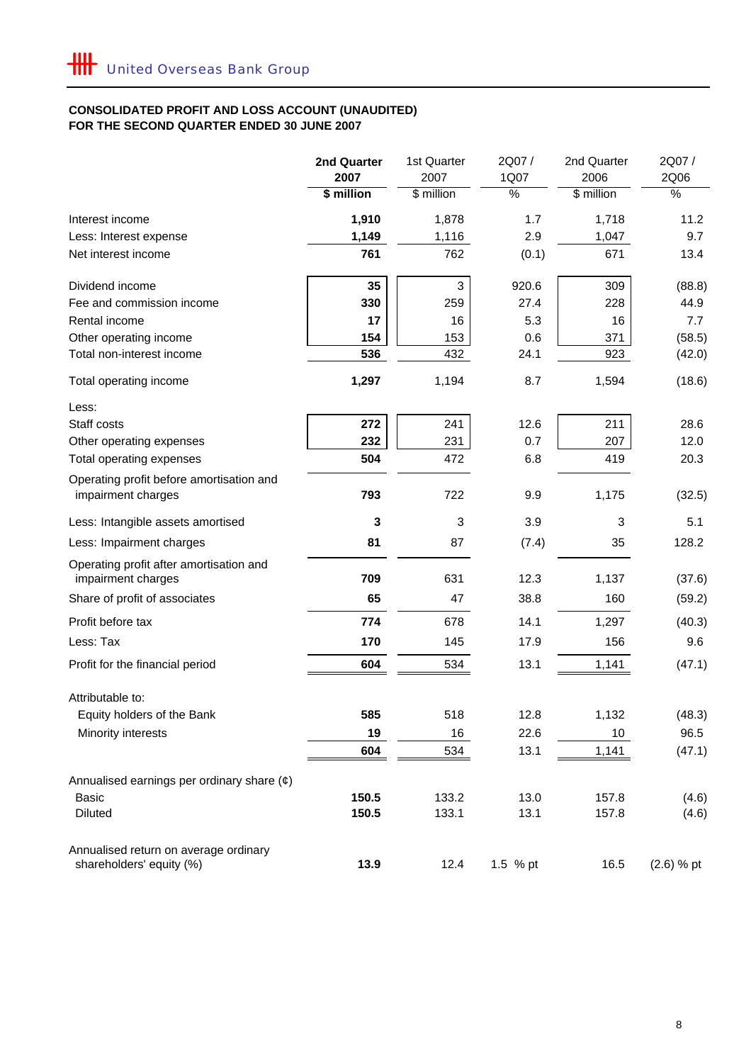United Overseas Bank Group

**CONSOLIDATED PROFIT AND LOSS ACCOUNT (UNAUDITED)**
**FOR THE SECOND QUARTER ENDED 30 JUNE 2007**

| | **2nd Quarter 2007** | 1st Quarter 2007 | 2Q07 / 1Q07 | 2nd Quarter 2006 | 2Q07 / 2Q06 |
|---|---|---|---|---|---|
| | **$ million** | $ million | % | $ million | % |
| Interest income | **1,910** | 1,878 | 1.7 | 1,718 | 11.2 |
| Less: Interest expense | **1,149** | 1,116 | 2.9 | 1,047 | 9.7 |
| Net interest income | **761** | 762 | (0.1) | 671 | 13.4 |
| Dividend income | **35** | 3 | 920.6 | 309 | (88.8) |
| Fee and commission income | **330** | 259 | 27.4 | 228 | 44.9 |
| Rental income | **17** | 16 | 5.3 | 16 | 7.7 |
| Other operating income | **154** | 153 | 0.6 | 371 | (58.5) |
| Total non-interest income | **536** | 432 | 24.1 | 923 | (42.0) |
| Total operating income | **1,297** | 1,194 | 8.7 | 1,594 | (18.6) |
| Less: | | | | | |
| Staff costs | **272** | 241 | 12.6 | 211 | 28.6 |
| Other operating expenses | **232** | 231 | 0.7 | 207 | 12.0 |
| Total operating expenses | **504** | 472 | 6.8 | 419 | 20.3 |
| Operating profit before amortisation and impairment charges | **793** | 722 | 9.9 | 1,175 | (32.5) |
| Less: Intangible assets amortised | **3** | 3 | 3.9 | 3 | 5.1 |
| Less: Impairment charges | **81** | 87 | (7.4) | 35 | 128.2 |
| Operating profit after amortisation and impairment charges | **709** | 631 | 12.3 | 1,137 | (37.6) |
| Share of profit of associates | **65** | 47 | 38.8 | 160 | (59.2) |
| Profit before tax | **774** | 678 | 14.1 | 1,297 | (40.3) |
| Less: Tax | **170** | 145 | 17.9 | 156 | 9.6 |
| Profit for the financial period | **604** | 534 | 13.1 | 1,141 | (47.1) |
| Attributable to: | | | | | |
| Equity holders of the Bank | **585** | 518 | 12.8 | 1,132 | (48.3) |
| Minority interests | **19** | 16 | 22.6 | 10 | 96.5 |
| | **604** | 534 | 13.1 | 1,141 | (47.1) |
| Annualised earnings per ordinary share (¢) | | | | | |
| Basic | **150.5** | 133.2 | 13.0 | 157.8 | (4.6) |
| Diluted | **150.5** | 133.1 | 13.1 | 157.8 | (4.6) |
| Annualised return on average ordinary shareholders' equity (%) | **13.9** | 12.4 | 1.5 % pt | 16.5 | (2.6) % pt |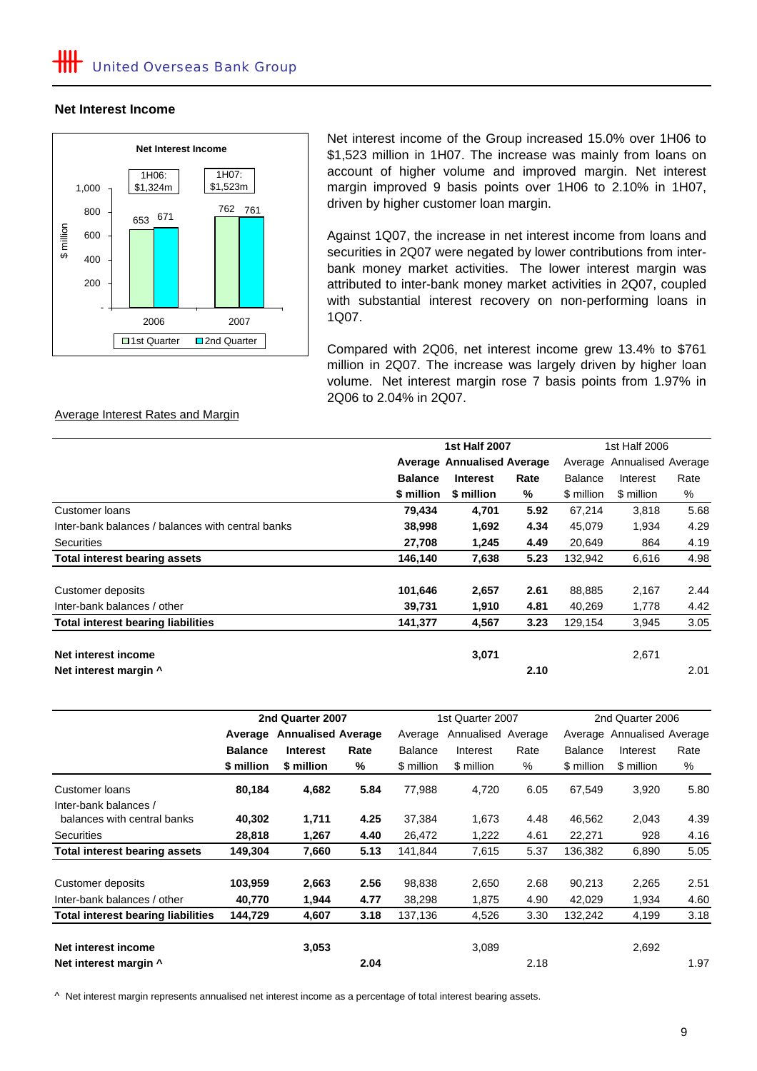United Overseas Bank Group

## Net Interest Income

**Net Interest Income**

| | 1st Quarter | 2nd Quarter |
|---|---|---|
| 2006 (1H06: $1,324m) | 653 | 671 |
| 2007 (1H07: $1,523m) | 762 | 761 |

($ million)

Net interest income of the Group increased 15.0% over 1H06 to $1,523 million in 1H07. The increase was mainly from loans on account of higher volume and improved margin. Net interest margin improved 9 basis points over 1H06 to 2.10% in 1H07, driven by higher customer loan margin.

Against 1Q07, the increase in net interest income from loans and securities in 2Q07 were negated by lower contributions from inter-bank money market activities. The lower interest margin was attributed to inter-bank money market activities in 2Q07, coupled with substantial interest recovery on non-performing loans in 1Q07.

Compared with 2Q06, net interest income grew 13.4% to $761 million in 2Q07. The increase was largely driven by higher loan volume. Net interest margin rose 7 basis points from 1.97% in 2Q06 to 2.04% in 2Q07.

Average Interest Rates and Margin

| | **1st Half 2007** | | | 1st Half 2006 | | |
|---|---|---|---|---|---|---|
| | **Average Balance** | **Annualised Interest** | **Average Rate** | Average Balance | Annualised Interest | Average Rate |
| | **$ million** | **$ million** | **%** | $ million | $ million | % |
| Customer loans | **79,434** | **4,701** | **5.92** | 67,214 | 3,818 | 5.68 |
| Inter-bank balances / balances with central banks | **38,998** | **1,692** | **4.34** | 45,079 | 1,934 | 4.29 |
| Securities | **27,708** | **1,245** | **4.49** | 20,649 | 864 | 4.19 |
| **Total interest bearing assets** | **146,140** | **7,638** | **5.23** | 132,942 | 6,616 | 4.98 |
| | | | | | | |
| Customer deposits | **101,646** | **2,657** | **2.61** | 88,885 | 2,167 | 2.44 |
| Inter-bank balances / other | **39,731** | **1,910** | **4.81** | 40,269 | 1,778 | 4.42 |
| **Total interest bearing liabilities** | **141,377** | **4,567** | **3.23** | 129,154 | 3,945 | 3.05 |
| | | | | | | |
| **Net interest income** | | **3,071** | | | 2,671 | |
| **Net interest margin ^** | | | **2.10** | | | 2.01 |

| | **2nd Quarter 2007** | | | 1st Quarter 2007 | | | 2nd Quarter 2006 | | |
|---|---|---|---|---|---|---|---|---|---|
| | **Average Balance** | **Annualised Interest** | **Average Rate** | Average Balance | Annualised Interest | Average Rate | Average Balance | Annualised Interest | Average Rate |
| | **$ million** | **$ million** | **%** | $ million | $ million | % | $ million | $ million | % |
| Customer loans | **80,184** | **4,682** | **5.84** | 77,988 | 4,720 | 6.05 | 67,549 | 3,920 | 5.80 |
| Inter-bank balances / balances with central banks | **40,302** | **1,711** | **4.25** | 37,384 | 1,673 | 4.48 | 46,562 | 2,043 | 4.39 |
| Securities | **28,818** | **1,267** | **4.40** | 26,472 | 1,222 | 4.61 | 22,271 | 928 | 4.16 |
| **Total interest bearing assets** | **149,304** | **7,660** | **5.13** | 141,844 | 7,615 | 5.37 | 136,382 | 6,890 | 5.05 |
| | | | | | | | | | |
| Customer deposits | **103,959** | **2,663** | **2.56** | 98,838 | 2,650 | 2.68 | 90,213 | 2,265 | 2.51 |
| Inter-bank balances / other | **40,770** | **1,944** | **4.77** | 38,298 | 1,875 | 4.90 | 42,029 | 1,934 | 4.60 |
| **Total interest bearing liabilities** | **144,729** | **4,607** | **3.18** | 137,136 | 4,526 | 3.30 | 132,242 | 4,199 | 3.18 |
| | | | | | | | | | |
| **Net interest income** | | **3,053** | | | 3,089 | | | 2,692 | |
| **Net interest margin ^** | | | **2.04** | | | 2.18 | | | 1.97 |

^ Net interest margin represents annualised net interest income as a percentage of total interest bearing assets.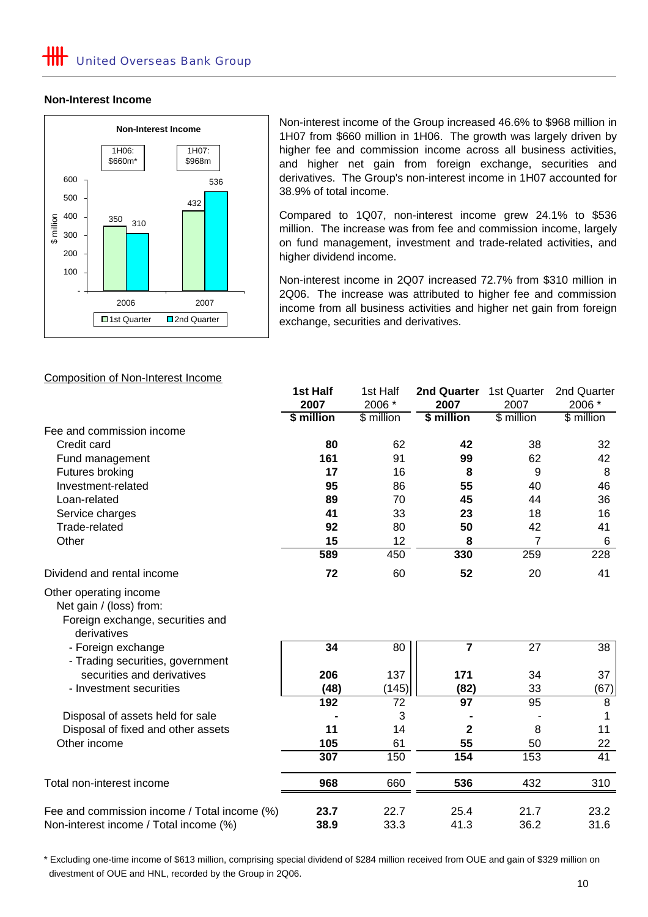## Non-Interest Income

**Non-Interest Income**

| $ million | 1st Quarter | 2nd Quarter |
|---|---|---|
| 2006 (1H06: $660m*) | 350 | 310 |
| 2007 (1H07: $968m) | 432 | 536 |

Non-interest income of the Group increased 46.6% to $968 million in 1H07 from $660 million in 1H06. The growth was largely driven by higher fee and commission income across all business activities, and higher net gain from foreign exchange, securities and derivatives. The Group's non-interest income in 1H07 accounted for 38.9% of total income.

Compared to 1Q07, non-interest income grew 24.1% to $536 million. The increase was from fee and commission income, largely on fund management, investment and trade-related activities, and higher dividend income.

Non-interest income in 2Q07 increased 72.7% from $310 million in 2Q06. The increase was attributed to higher fee and commission income from all business activities and higher net gain from foreign exchange, securities and derivatives.

Composition of Non-Interest Income

| | **1st Half 2007** | 1st Half 2006 * | **2nd Quarter 2007** | 1st Quarter 2007 | 2nd Quarter 2006 * |
|---|---|---|---|---|---|
| | **$ million** | $ million | **$ million** | $ million | $ million |
| Fee and commission income | | | | | |
| Credit card | **80** | 62 | **42** | 38 | 32 |
| Fund management | **161** | 91 | **99** | 62 | 42 |
| Futures broking | **17** | 16 | **8** | 9 | 8 |
| Investment-related | **95** | 86 | **55** | 40 | 46 |
| Loan-related | **89** | 70 | **45** | 44 | 36 |
| Service charges | **41** | 33 | **23** | 18 | 16 |
| Trade-related | **92** | 80 | **50** | 42 | 41 |
| Other | **15** | 12 | **8** | 7 | 6 |
| | **589** | 450 | **330** | 259 | 228 |
| Dividend and rental income | **72** | 60 | **52** | 20 | 41 |
| Other operating income | | | | | |
| Net gain / (loss) from: | | | | | |
| Foreign exchange, securities and derivatives | | | | | |
| - Foreign exchange | **34** | 80 | **7** | 27 | 38 |
| - Trading securities, government securities and derivatives | **206** | 137 | **171** | 34 | 37 |
| - Investment securities | **(48)** | (145) | **(82)** | 33 | (67) |
| | **192** | 72 | **97** | 95 | 8 |
| Disposal of assets held for sale | **-** | 3 | **-** | - | 1 |
| Disposal of fixed and other assets | **11** | 14 | **2** | 8 | 11 |
| Other income | **105** | 61 | **55** | 50 | 22 |
| | **307** | 150 | **154** | 153 | 41 |
| Total non-interest income | **968** | 660 | **536** | 432 | 310 |
| Fee and commission income / Total income (%) | **23.7** | 22.7 | 25.4 | 21.7 | 23.2 |
| Non-interest income / Total income (%) | **38.9** | 33.3 | 41.3 | 36.2 | 31.6 |

\* Excluding one-time income of $613 million, comprising special dividend of $284 million received from OUE and gain of $329 million on divestment of OUE and HNL, recorded by the Group in 2Q06.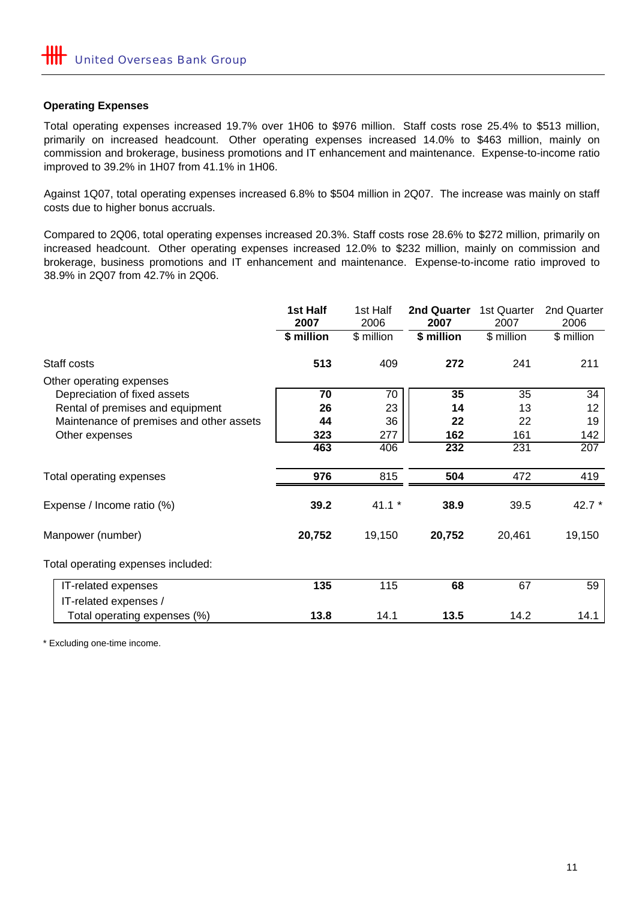## Operating Expenses

Total operating expenses increased 19.7% over 1H06 to $976 million. Staff costs rose 25.4% to $513 million, primarily on increased headcount. Other operating expenses increased 14.0% to $463 million, mainly on commission and brokerage, business promotions and IT enhancement and maintenance. Expense-to-income ratio improved to 39.2% in 1H07 from 41.1% in 1H06.

Against 1Q07, total operating expenses increased 6.8% to $504 million in 2Q07. The increase was mainly on staff costs due to higher bonus accruals.

Compared to 2Q06, total operating expenses increased 20.3%. Staff costs rose 28.6% to $272 million, primarily on increased headcount. Other operating expenses increased 12.0% to $232 million, mainly on commission and brokerage, business promotions and IT enhancement and maintenance. Expense-to-income ratio improved to 38.9% in 2Q07 from 42.7% in 2Q06.

| | **1st Half 2007** | 1st Half 2006 | **2nd Quarter 2007** | 1st Quarter 2007 | 2nd Quarter 2006 |
|---|---|---|---|---|---|
| | **$ million** | $ million | **$ million** | $ million | $ million |
| Staff costs | **513** | 409 | **272** | 241 | 211 |
| Other operating expenses | | | | | |
| Depreciation of fixed assets | **70** | 70 | **35** | 35 | 34 |
| Rental of premises and equipment | **26** | 23 | **14** | 13 | 12 |
| Maintenance of premises and other assets | **44** | 36 | **22** | 22 | 19 |
| Other expenses | **323** | 277 | **162** | 161 | 142 |
| | **463** | 406 | **232** | 231 | 207 |
| Total operating expenses | **976** | 815 | **504** | 472 | 419 |
| Expense / Income ratio (%) | **39.2** | 41.1 * | **38.9** | 39.5 | 42.7 * |
| Manpower (number) | **20,752** | 19,150 | **20,752** | 20,461 | 19,150 |
| Total operating expenses included: | | | | | |
| IT-related expenses | **135** | 115 | **68** | 67 | 59 |
| IT-related expenses / Total operating expenses (%) | **13.8** | 14.1 | **13.5** | 14.2 | 14.1 |

* Excluding one-time income.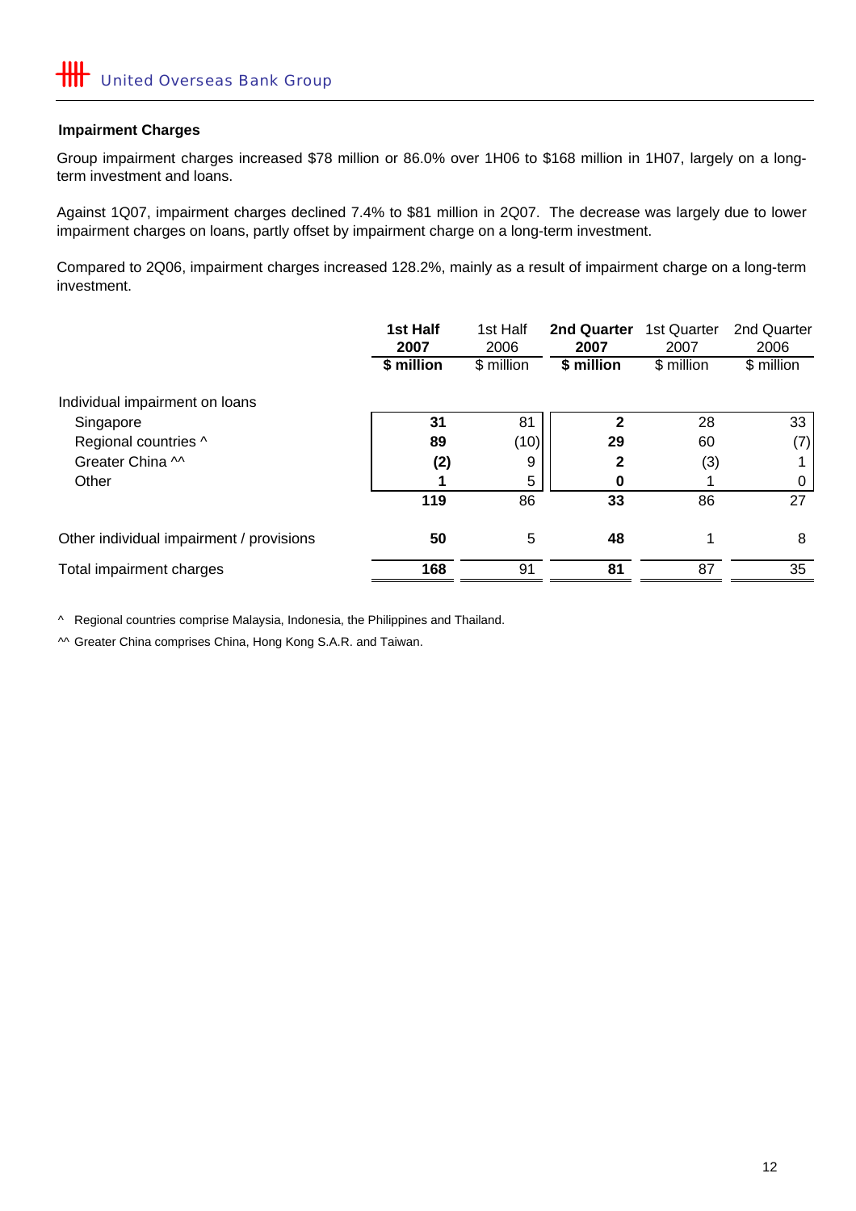### Impairment Charges

Group impairment charges increased $78 million or 86.0% over 1H06 to $168 million in 1H07, largely on a long-term investment and loans.

Against 1Q07, impairment charges declined 7.4% to $81 million in 2Q07. The decrease was largely due to lower impairment charges on loans, partly offset by impairment charge on a long-term investment.

Compared to 2Q06, impairment charges increased 128.2%, mainly as a result of impairment charge on a long-term investment.

| | **1st Half 2007** | 1st Half 2006 | **2nd Quarter 2007** | 1st Quarter 2007 | 2nd Quarter 2006 |
|---|---|---|---|---|---|
| | **$ million** | $ million | **$ million** | $ million | $ million |
| Individual impairment on loans | | | | | |
| Singapore | **31** | 81 | **2** | 28 | 33 |
| Regional countries ^ | **89** | (10) | **29** | 60 | (7) |
| Greater China ^^ | **(2)** | 9 | **2** | (3) | 1 |
| Other | **1** | 5 | **0** | 1 | 0 |
| | **119** | 86 | **33** | 86 | 27 |
| Other individual impairment / provisions | **50** | 5 | **48** | 1 | 8 |
| Total impairment charges | **168** | 91 | **81** | 87 | 35 |

^ Regional countries comprise Malaysia, Indonesia, the Philippines and Thailand.

^^ Greater China comprises China, Hong Kong S.A.R. and Taiwan.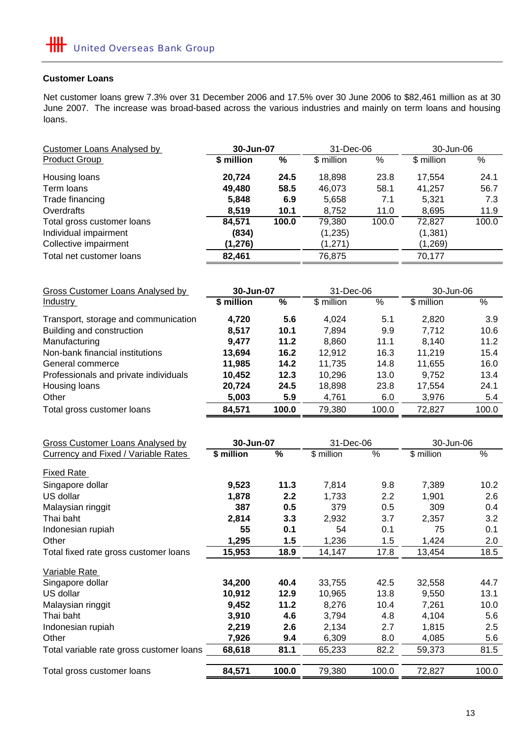### Customer Loans

Net customer loans grew 7.3% over 31 December 2006 and 17.5% over 30 June 2006 to $82,461 million as at 30 June 2007. The increase was broad-based across the various industries and mainly on term loans and housing loans.

| Customer Loans Analysed by Product Group | 30-Jun-07 | | 31-Dec-06 | | 30-Jun-06 | |
|---|---|---|---|---|---|---|
| | **$ million** | **%** | $ million | % | $ million | % |
| Housing loans | **20,724** | **24.5** | 18,898 | 23.8 | 17,554 | 24.1 |
| Term loans | **49,480** | **58.5** | 46,073 | 58.1 | 41,257 | 56.7 |
| Trade financing | **5,848** | **6.9** | 5,658 | 7.1 | 5,321 | 7.3 |
| Overdrafts | **8,519** | **10.1** | 8,752 | 11.0 | 8,695 | 11.9 |
| Total gross customer loans | **84,571** | **100.0** | 79,380 | 100.0 | 72,827 | 100.0 |
| Individual impairment | **(834)** | | (1,235) | | (1,381) | |
| Collective impairment | **(1,276)** | | (1,271) | | (1,269) | |
| Total net customer loans | **82,461** | | 76,875 | | 70,177 | |

| Gross Customer Loans Analysed by Industry | 30-Jun-07 | | 31-Dec-06 | | 30-Jun-06 | |
|---|---|---|---|---|---|---|
| | **$ million** | **%** | $ million | % | $ million | % |
| Transport, storage and communication | **4,720** | **5.6** | 4,024 | 5.1 | 2,820 | 3.9 |
| Building and construction | **8,517** | **10.1** | 7,894 | 9.9 | 7,712 | 10.6 |
| Manufacturing | **9,477** | **11.2** | 8,860 | 11.1 | 8,140 | 11.2 |
| Non-bank financial institutions | **13,694** | **16.2** | 12,912 | 16.3 | 11,219 | 15.4 |
| General commerce | **11,985** | **14.2** | 11,735 | 14.8 | 11,655 | 16.0 |
| Professionals and private individuals | **10,452** | **12.3** | 10,296 | 13.0 | 9,752 | 13.4 |
| Housing loans | **20,724** | **24.5** | 18,898 | 23.8 | 17,554 | 24.1 |
| Other | **5,003** | **5.9** | 4,761 | 6.0 | 3,976 | 5.4 |
| Total gross customer loans | **84,571** | **100.0** | 79,380 | 100.0 | 72,827 | 100.0 |

| Gross Customer Loans Analysed by Currency and Fixed / Variable Rates | 30-Jun-07 | | 31-Dec-06 | | 30-Jun-06 | |
|---|---|---|---|---|---|---|
| | **$ million** | **%** | $ million | % | $ million | % |
| Fixed Rate | | | | | | |
| Singapore dollar | **9,523** | **11.3** | 7,814 | 9.8 | 7,389 | 10.2 |
| US dollar | **1,878** | **2.2** | 1,733 | 2.2 | 1,901 | 2.6 |
| Malaysian ringgit | **387** | **0.5** | 379 | 0.5 | 309 | 0.4 |
| Thai baht | **2,814** | **3.3** | 2,932 | 3.7 | 2,357 | 3.2 |
| Indonesian rupiah | **55** | **0.1** | 54 | 0.1 | 75 | 0.1 |
| Other | **1,295** | **1.5** | 1,236 | 1.5 | 1,424 | 2.0 |
| Total fixed rate gross customer loans | **15,953** | **18.9** | 14,147 | 17.8 | 13,454 | 18.5 |
| Variable Rate | | | | | | |
| Singapore dollar | **34,200** | **40.4** | 33,755 | 42.5 | 32,558 | 44.7 |
| US dollar | **10,912** | **12.9** | 10,965 | 13.8 | 9,550 | 13.1 |
| Malaysian ringgit | **9,452** | **11.2** | 8,276 | 10.4 | 7,261 | 10.0 |
| Thai baht | **3,910** | **4.6** | 3,794 | 4.8 | 4,104 | 5.6 |
| Indonesian rupiah | **2,219** | **2.6** | 2,134 | 2.7 | 1,815 | 2.5 |
| Other | **7,926** | **9.4** | 6,309 | 8.0 | 4,085 | 5.6 |
| Total variable rate gross customer loans | **68,618** | **81.1** | 65,233 | 82.2 | 59,373 | 81.5 |
| Total gross customer loans | **84,571** | **100.0** | 79,380 | 100.0 | 72,827 | 100.0 |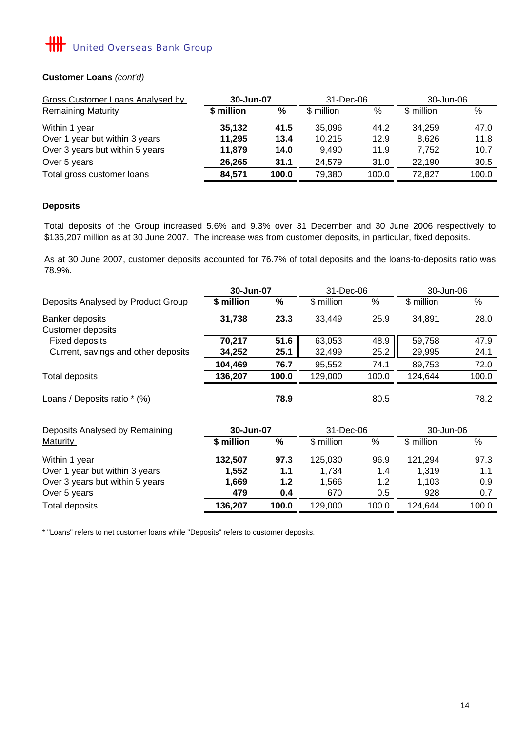**Customer Loans** *(cont'd)*

| Gross Customer Loans Analysed by Remaining Maturity | 30-Jun-07 | | 31-Dec-06 | | 30-Jun-06 | |
|---|---|---|---|---|---|---|
| | **$ million** | **%** | $ million | % | $ million | % |
| Within 1 year | **35,132** | **41.5** | 35,096 | 44.2 | 34,259 | 47.0 |
| Over 1 year but within 3 years | **11,295** | **13.4** | 10,215 | 12.9 | 8,626 | 11.8 |
| Over 3 years but within 5 years | **11,879** | **14.0** | 9,490 | 11.9 | 7,752 | 10.7 |
| Over 5 years | **26,265** | **31.1** | 24,579 | 31.0 | 22,190 | 30.5 |
| Total gross customer loans | **84,571** | **100.0** | 79,380 | 100.0 | 72,827 | 100.0 |

**Deposits**

Total deposits of the Group increased 5.6% and 9.3% over 31 December and 30 June 2006 respectively to $136,207 million as at 30 June 2007. The increase was from customer deposits, in particular, fixed deposits.

As at 30 June 2007, customer deposits accounted for 76.7% of total deposits and the loans-to-deposits ratio was 78.9%.

| Deposits Analysed by Product Group | 30-Jun-07 | | 31-Dec-06 | | 30-Jun-06 | |
|---|---|---|---|---|---|---|
| | **$ million** | **%** | $ million | % | $ million | % |
| Banker deposits | **31,738** | **23.3** | 33,449 | 25.9 | 34,891 | 28.0 |
| Customer deposits | | | | | | |
| Fixed deposits | **70,217** | **51.6** | 63,053 | 48.9 | 59,758 | 47.9 |
| Current, savings and other deposits | **34,252** | **25.1** | 32,499 | 25.2 | 29,995 | 24.1 |
| | **104,469** | **76.7** | 95,552 | 74.1 | 89,753 | 72.0 |
| Total deposits | **136,207** | **100.0** | 129,000 | 100.0 | 124,644 | 100.0 |
| Loans / Deposits ratio * (%) | | **78.9** | | 80.5 | | 78.2 |

| Deposits Analysed by Remaining Maturity | 30-Jun-07 | | 31-Dec-06 | | 30-Jun-06 | |
|---|---|---|---|---|---|---|
| | **$ million** | **%** | $ million | % | $ million | % |
| Within 1 year | **132,507** | **97.3** | 125,030 | 96.9 | 121,294 | 97.3 |
| Over 1 year but within 3 years | **1,552** | **1.1** | 1,734 | 1.4 | 1,319 | 1.1 |
| Over 3 years but within 5 years | **1,669** | **1.2** | 1,566 | 1.2 | 1,103 | 0.9 |
| Over 5 years | **479** | **0.4** | 670 | 0.5 | 928 | 0.7 |
| Total deposits | **136,207** | **100.0** | 129,000 | 100.0 | 124,644 | 100.0 |

* "Loans" refers to net customer loans while "Deposits" refers to customer deposits.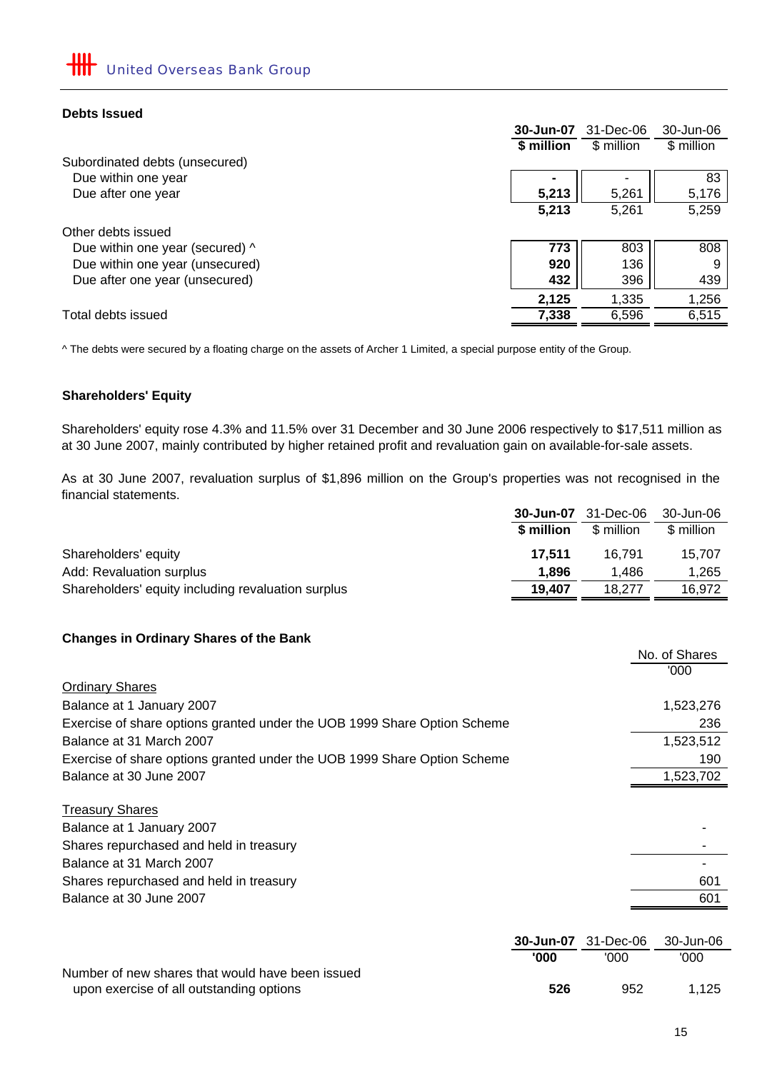## Debts Issued

| | **30-Jun-07** | 31-Dec-06 | 30-Jun-06 |
|---|---|---|---|
| | **$ million** | $ million | $ million |
| Subordinated debts (unsecured) | | | |
| Due within one year | **-** | - | 83 |
| Due after one year | **5,213** | 5,261 | 5,176 |
| | **5,213** | 5,261 | 5,259 |
| Other debts issued | | | |
| Due within one year (secured) ^ | **773** | 803 | 808 |
| Due within one year (unsecured) | **920** | 136 | 9 |
| Due after one year (unsecured) | **432** | 396 | 439 |
| | **2,125** | 1,335 | 1,256 |
| Total debts issued | **7,338** | 6,596 | 6,515 |

^ The debts were secured by a floating charge on the assets of Archer 1 Limited, a special purpose entity of the Group.

## Shareholders' Equity

Shareholders' equity rose 4.3% and 11.5% over 31 December and 30 June 2006 respectively to $17,511 million as at 30 June 2007, mainly contributed by higher retained profit and revaluation gain on available-for-sale assets.

As at 30 June 2007, revaluation surplus of $1,896 million on the Group's properties was not recognised in the financial statements.

| | **30-Jun-07** | 31-Dec-06 | 30-Jun-06 |
|---|---|---|---|
| | **$ million** | $ million | $ million |
| Shareholders' equity | **17,511** | 16,791 | 15,707 |
| Add: Revaluation surplus | **1,896** | 1,486 | 1,265 |
| Shareholders' equity including revaluation surplus | **19,407** | 18,277 | 16,972 |

## Changes in Ordinary Shares of the Bank

| | No. of Shares |
|---|---|
| | '000 |
| Ordinary Shares | |
| Balance at 1 January 2007 | 1,523,276 |
| Exercise of share options granted under the UOB 1999 Share Option Scheme | 236 |
| Balance at 31 March 2007 | 1,523,512 |
| Exercise of share options granted under the UOB 1999 Share Option Scheme | 190 |
| Balance at 30 June 2007 | 1,523,702 |
| | |
| Treasury Shares | |
| Balance at 1 January 2007 | - |
| Shares repurchased and held in treasury | - |
| Balance at 31 March 2007 | - |
| Shares repurchased and held in treasury | 601 |
| Balance at 30 June 2007 | 601 |

| | **30-Jun-07** | 31-Dec-06 | 30-Jun-06 |
|---|---|---|---|
| | **'000** | '000 | '000 |
| Number of new shares that would have been issued upon exercise of all outstanding options | **526** | 952 | 1,125 |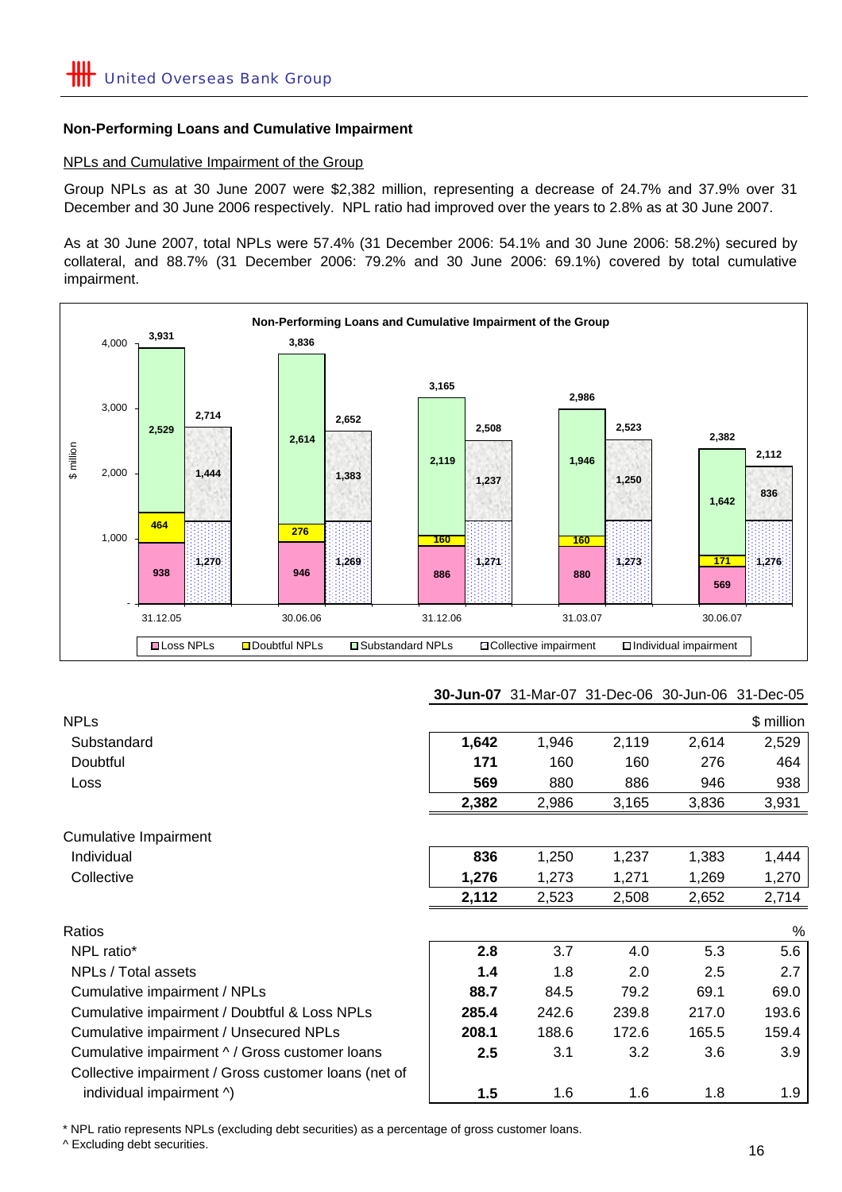## Non-Performing Loans and Cumulative Impairment

### NPLs and Cumulative Impairment of the Group

Group NPLs as at 30 June 2007 were $2,382 million, representing a decrease of 24.7% and 37.9% over 31 December and 30 June 2006 respectively. NPL ratio had improved over the years to 2.8% as at 30 June 2007.

As at 30 June 2007, total NPLs were 57.4% (31 December 2006: 54.1% and 30 June 2006: 58.2%) secured by collateral, and 88.7% (31 December 2006: 79.2% and 30 June 2006: 69.1%) covered by total cumulative impairment.

**Non-Performing Loans and Cumulative Impairment of the Group**

| | **30-Jun-07** | 31-Mar-07 | 31-Dec-06 | 30-Jun-06 | 31-Dec-05 |
|---|---|---|---|---|---|
| NPLs | | | | | $ million |
| Substandard | **1,642** | 1,946 | 2,119 | 2,614 | 2,529 |
| Doubtful | **171** | 160 | 160 | 276 | 464 |
| Loss | **569** | 880 | 886 | 946 | 938 |
| | **2,382** | 2,986 | 3,165 | 3,836 | 3,931 |
| Cumulative Impairment | | | | | |
| Individual | **836** | 1,250 | 1,237 | 1,383 | 1,444 |
| Collective | **1,276** | 1,273 | 1,271 | 1,269 | 1,270 |
| | **2,112** | 2,523 | 2,508 | 2,652 | 2,714 |
| Ratios | | | | | % |
| NPL ratio* | **2.8** | 3.7 | 4.0 | 5.3 | 5.6 |
| NPLs / Total assets | **1.4** | 1.8 | 2.0 | 2.5 | 2.7 |
| Cumulative impairment / NPLs | **88.7** | 84.5 | 79.2 | 69.1 | 69.0 |
| Cumulative impairment / Doubtful & Loss NPLs | **285.4** | 242.6 | 239.8 | 217.0 | 193.6 |
| Cumulative impairment / Unsecured NPLs | **208.1** | 188.6 | 172.6 | 165.5 | 159.4 |
| Cumulative impairment ^ / Gross customer loans | **2.5** | 3.1 | 3.2 | 3.6 | 3.9 |
| Collective impairment / Gross customer loans (net of individual impairment ^) | **1.5** | 1.6 | 1.6 | 1.8 | 1.9 |

\* NPL ratio represents NPLs (excluding debt securities) as a percentage of gross customer loans.
^ Excluding debt securities.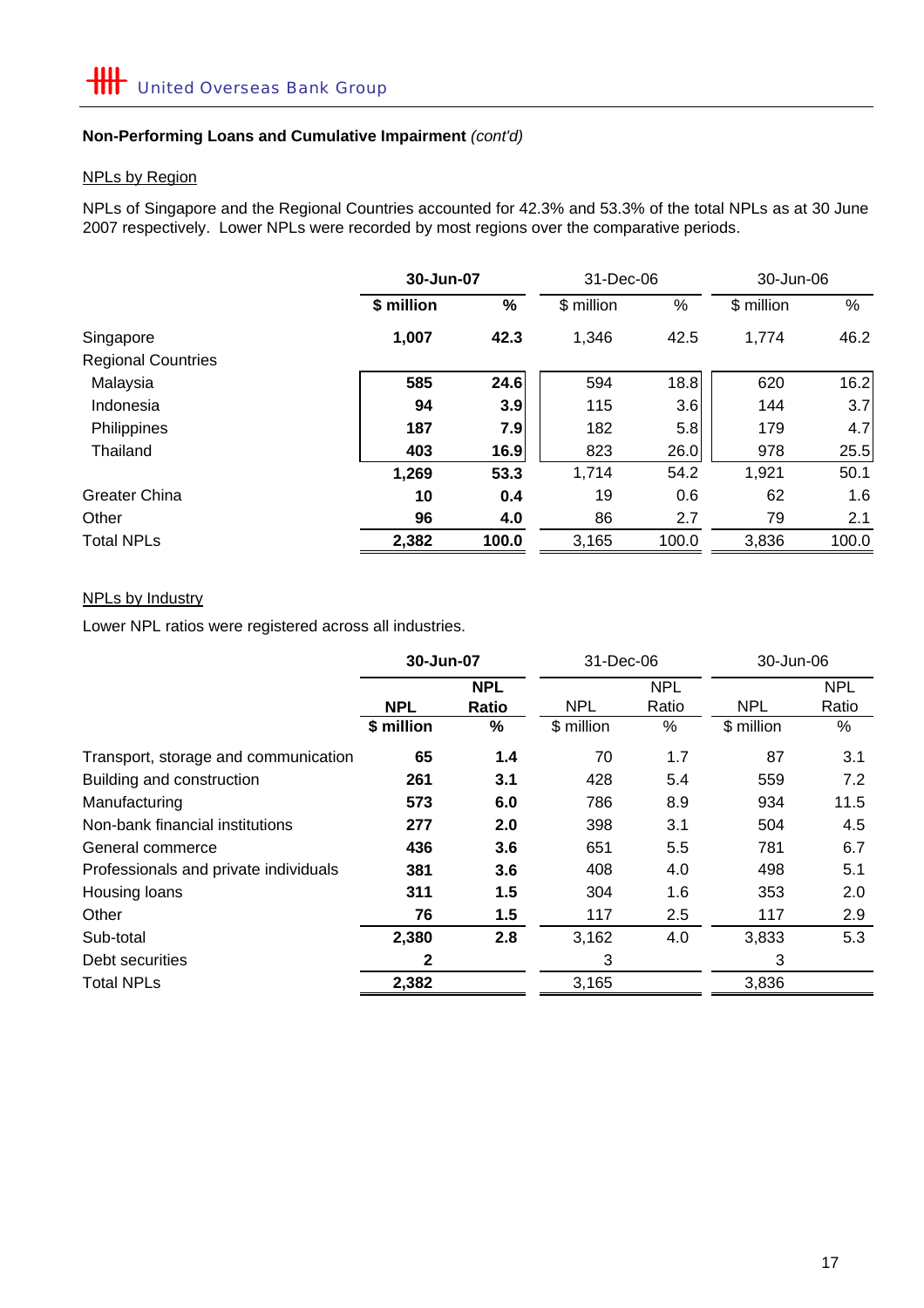### Non-Performing Loans and Cumulative Impairment *(cont'd)*

NPLs by Region

NPLs of Singapore and the Regional Countries accounted for 42.3% and 53.3% of the total NPLs as at 30 June 2007 respectively. Lower NPLs were recorded by most regions over the comparative periods.

| | **30-Jun-07** | | 31-Dec-06 | | 30-Jun-06 | |
|---|---|---|---|---|---|---|
| | **$ million** | **%** | $ million | % | $ million | % |
| Singapore | **1,007** | **42.3** | 1,346 | 42.5 | 1,774 | 46.2 |
| Regional Countries | | | | | | |
| Malaysia | **585** | **24.6** | 594 | 18.8 | 620 | 16.2 |
| Indonesia | **94** | **3.9** | 115 | 3.6 | 144 | 3.7 |
| Philippines | **187** | **7.9** | 182 | 5.8 | 179 | 4.7 |
| Thailand | **403** | **16.9** | 823 | 26.0 | 978 | 25.5 |
| | **1,269** | **53.3** | 1,714 | 54.2 | 1,921 | 50.1 |
| Greater China | **10** | **0.4** | 19 | 0.6 | 62 | 1.6 |
| Other | **96** | **4.0** | 86 | 2.7 | 79 | 2.1 |
| Total NPLs | **2,382** | **100.0** | 3,165 | 100.0 | 3,836 | 100.0 |

NPLs by Industry

Lower NPL ratios were registered across all industries.

| | **30-Jun-07** | | 31-Dec-06 | | 30-Jun-06 | |
|---|---|---|---|---|---|---|
| | **NPL** | **NPL Ratio** | NPL | NPL Ratio | NPL | NPL Ratio |
| | **$ million** | **%** | $ million | % | $ million | % |
| Transport, storage and communication | **65** | **1.4** | 70 | 1.7 | 87 | 3.1 |
| Building and construction | **261** | **3.1** | 428 | 5.4 | 559 | 7.2 |
| Manufacturing | **573** | **6.0** | 786 | 8.9 | 934 | 11.5 |
| Non-bank financial institutions | **277** | **2.0** | 398 | 3.1 | 504 | 4.5 |
| General commerce | **436** | **3.6** | 651 | 5.5 | 781 | 6.7 |
| Professionals and private individuals | **381** | **3.6** | 408 | 4.0 | 498 | 5.1 |
| Housing loans | **311** | **1.5** | 304 | 1.6 | 353 | 2.0 |
| Other | **76** | **1.5** | 117 | 2.5 | 117 | 2.9 |
| Sub-total | **2,380** | **2.8** | 3,162 | 4.0 | 3,833 | 5.3 |
| Debt securities | **2** | | 3 | | 3 | |
| Total NPLs | **2,382** | | 3,165 | | 3,836 | |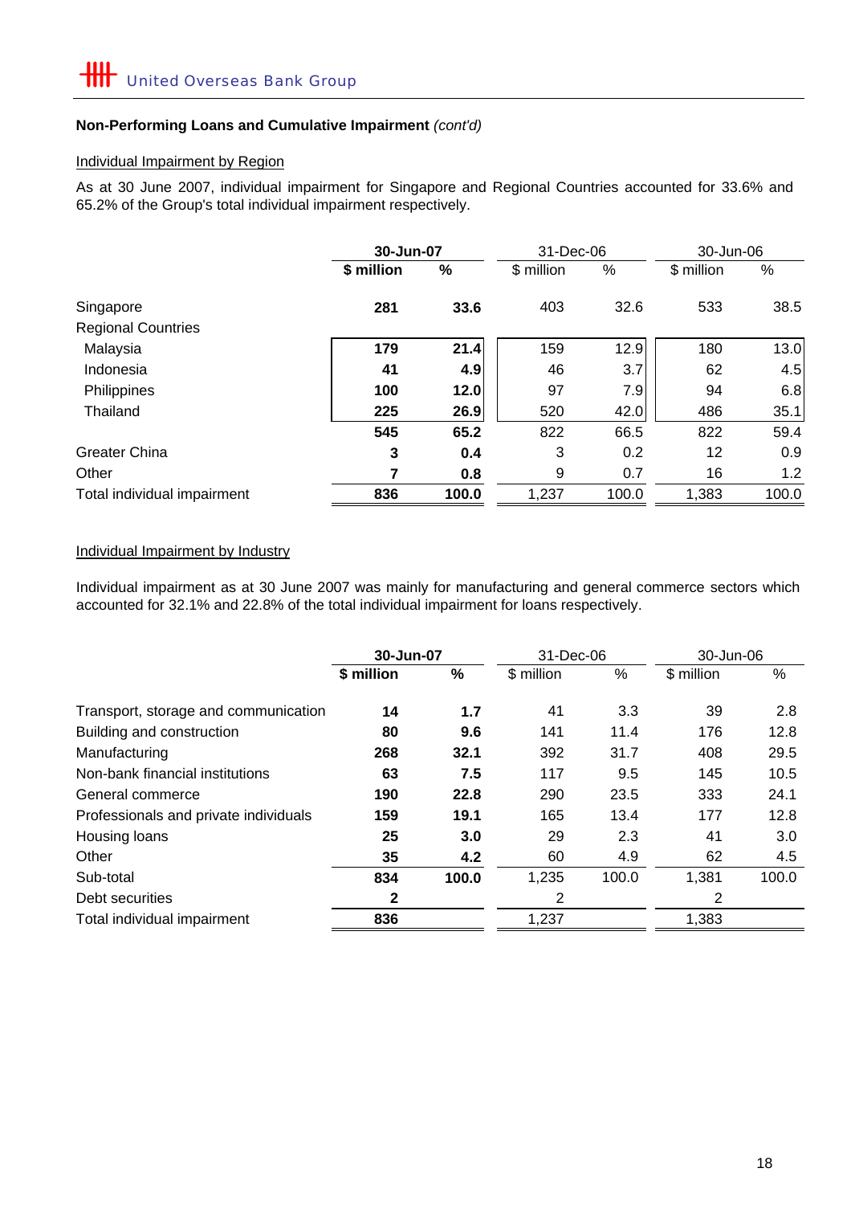**Non-Performing Loans and Cumulative Impairment** *(cont'd)*

Individual Impairment by Region

As at 30 June 2007, individual impairment for Singapore and Regional Countries accounted for 33.6% and 65.2% of the Group's total individual impairment respectively.

| | **30-Jun-07** | | 31-Dec-06 | | 30-Jun-06 | |
|---|---|---|---|---|---|---|
| | **$ million** | **%** | $ million | % | $ million | % |
| Singapore | **281** | **33.6** | 403 | 32.6 | 533 | 38.5 |
| Regional Countries | | | | | | |
| Malaysia | **179** | **21.4** | 159 | 12.9 | 180 | 13.0 |
| Indonesia | **41** | **4.9** | 46 | 3.7 | 62 | 4.5 |
| Philippines | **100** | **12.0** | 97 | 7.9 | 94 | 6.8 |
| Thailand | **225** | **26.9** | 520 | 42.0 | 486 | 35.1 |
| | **545** | **65.2** | 822 | 66.5 | 822 | 59.4 |
| Greater China | **3** | **0.4** | 3 | 0.2 | 12 | 0.9 |
| Other | **7** | **0.8** | 9 | 0.7 | 16 | 1.2 |
| Total individual impairment | **836** | **100.0** | 1,237 | 100.0 | 1,383 | 100.0 |

Individual Impairment by Industry

Individual impairment as at 30 June 2007 was mainly for manufacturing and general commerce sectors which accounted for 32.1% and 22.8% of the total individual impairment for loans respectively.

| | **30-Jun-07** | | 31-Dec-06 | | 30-Jun-06 | |
|---|---|---|---|---|---|---|
| | **$ million** | **%** | $ million | % | $ million | % |
| Transport, storage and communication | **14** | **1.7** | 41 | 3.3 | 39 | 2.8 |
| Building and construction | **80** | **9.6** | 141 | 11.4 | 176 | 12.8 |
| Manufacturing | **268** | **32.1** | 392 | 31.7 | 408 | 29.5 |
| Non-bank financial institutions | **63** | **7.5** | 117 | 9.5 | 145 | 10.5 |
| General commerce | **190** | **22.8** | 290 | 23.5 | 333 | 24.1 |
| Professionals and private individuals | **159** | **19.1** | 165 | 13.4 | 177 | 12.8 |
| Housing loans | **25** | **3.0** | 29 | 2.3 | 41 | 3.0 |
| Other | **35** | **4.2** | 60 | 4.9 | 62 | 4.5 |
| Sub-total | **834** | **100.0** | 1,235 | 100.0 | 1,381 | 100.0 |
| Debt securities | **2** | | 2 | | 2 | |
| Total individual impairment | **836** | | 1,237 | | 1,383 | |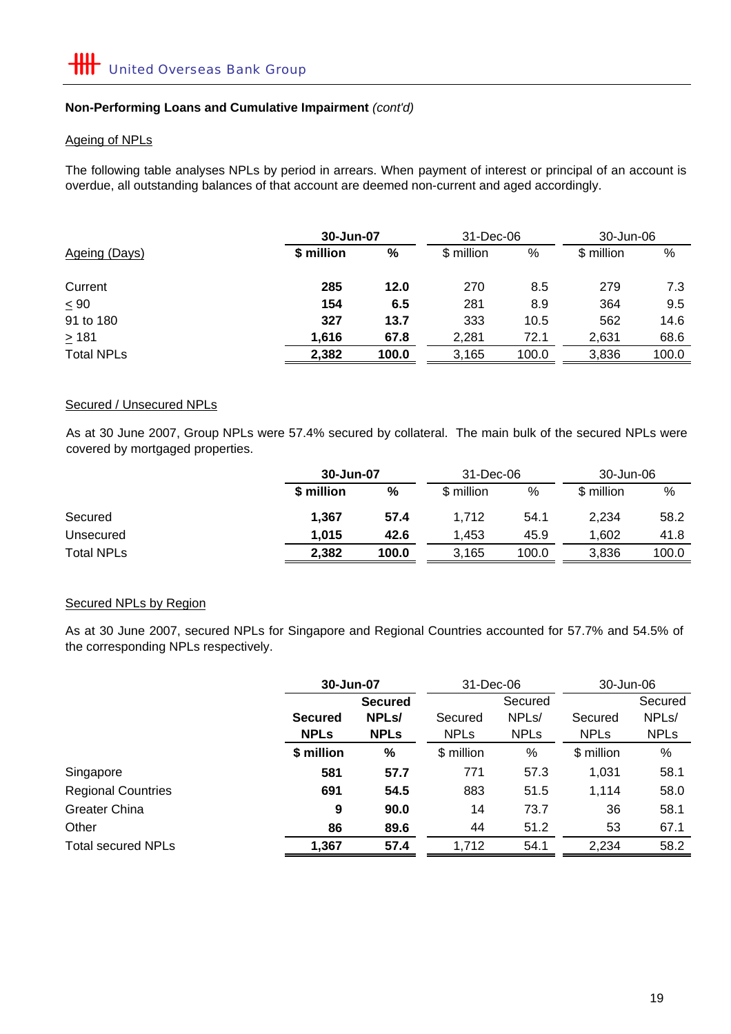## Non-Performing Loans and Cumulative Impairment *(cont'd)*

### Ageing of NPLs

The following table analyses NPLs by period in arrears. When payment of interest or principal of an account is overdue, all outstanding balances of that account are deemed non-current and aged accordingly.

| Ageing (Days) | **30-Jun-07** | | 31-Dec-06 | | 30-Jun-06 | |
|---|---|---|---|---|---|---|
| | **$ million** | **%** | $ million | % | $ million | % |
| Current | **285** | **12.0** | 270 | 8.5 | 279 | 7.3 |
| ≤ 90 | **154** | **6.5** | 281 | 8.9 | 364 | 9.5 |
| 91 to 180 | **327** | **13.7** | 333 | 10.5 | 562 | 14.6 |
| ≥ 181 | **1,616** | **67.8** | 2,281 | 72.1 | 2,631 | 68.6 |
| Total NPLs | **2,382** | **100.0** | 3,165 | 100.0 | 3,836 | 100.0 |

### Secured / Unsecured NPLs

As at 30 June 2007, Group NPLs were 57.4% secured by collateral. The main bulk of the secured NPLs were covered by mortgaged properties.

| | **30-Jun-07** | | 31-Dec-06 | | 30-Jun-06 | |
|---|---|---|---|---|---|---|
| | **$ million** | **%** | $ million | % | $ million | % |
| Secured | **1,367** | **57.4** | 1,712 | 54.1 | 2,234 | 58.2 |
| Unsecured | **1,015** | **42.6** | 1,453 | 45.9 | 1,602 | 41.8 |
| Total NPLs | **2,382** | **100.0** | 3,165 | 100.0 | 3,836 | 100.0 |

### Secured NPLs by Region

As at 30 June 2007, secured NPLs for Singapore and Regional Countries accounted for 57.7% and 54.5% of the corresponding NPLs respectively.

| | **30-Jun-07** | | 31-Dec-06 | | 30-Jun-06 | |
|---|---|---|---|---|---|---|
| | **Secured NPLs** | **Secured NPLs/ NPLs** | Secured NPLs | Secured NPLs/ NPLs | Secured NPLs | Secured NPLs/ NPLs |
| | **$ million** | **%** | $ million | % | $ million | % |
| Singapore | **581** | **57.7** | 771 | 57.3 | 1,031 | 58.1 |
| Regional Countries | **691** | **54.5** | 883 | 51.5 | 1,114 | 58.0 |
| Greater China | **9** | **90.0** | 14 | 73.7 | 36 | 58.1 |
| Other | **86** | **89.6** | 44 | 51.2 | 53 | 67.1 |
| Total secured NPLs | **1,367** | **57.4** | 1,712 | 54.1 | 2,234 | 58.2 |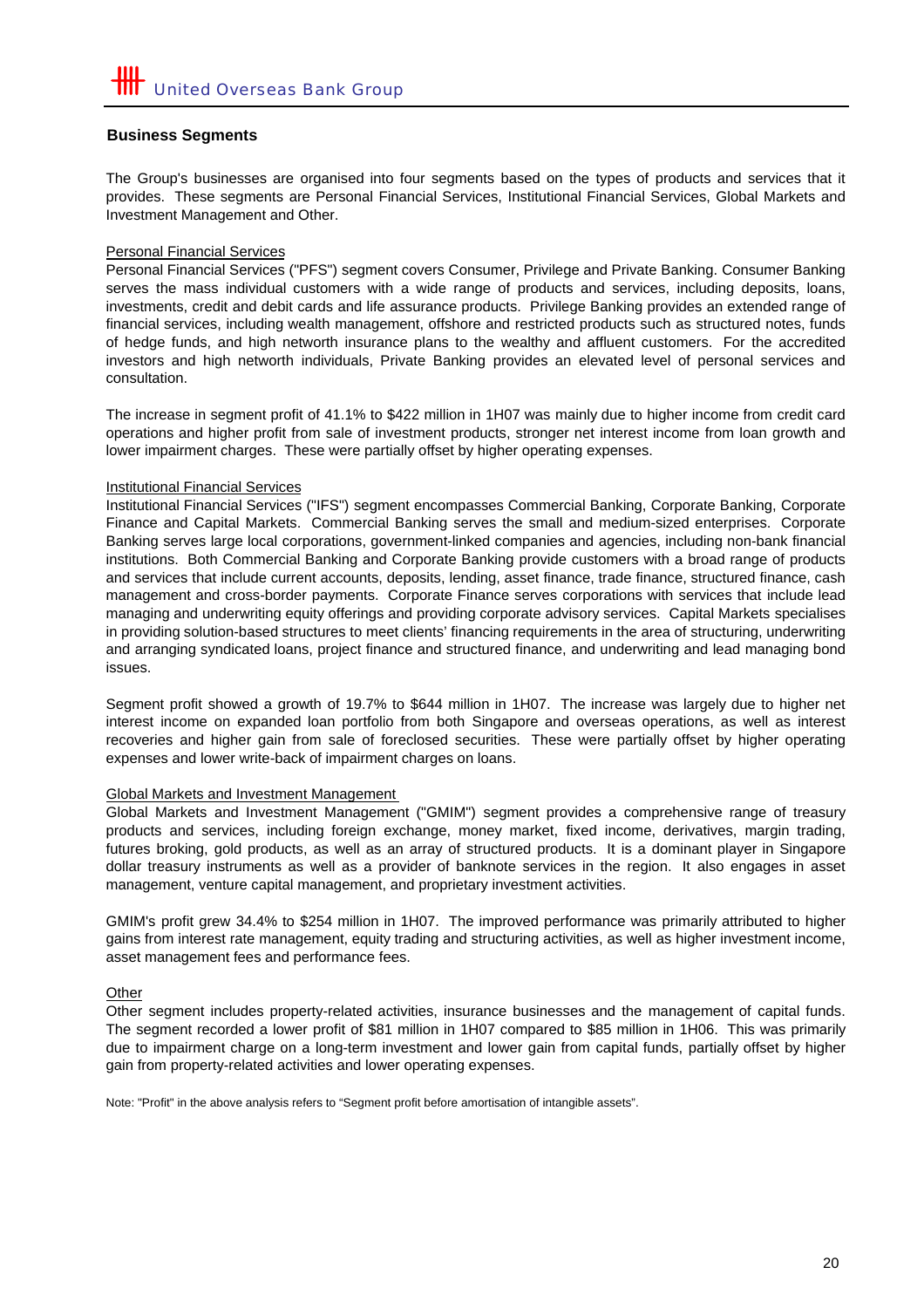## Business Segments

The Group's businesses are organised into four segments based on the types of products and services that it provides. These segments are Personal Financial Services, Institutional Financial Services, Global Markets and Investment Management and Other.

### Personal Financial Services

Personal Financial Services ("PFS") segment covers Consumer, Privilege and Private Banking. Consumer Banking serves the mass individual customers with a wide range of products and services, including deposits, loans, investments, credit and debit cards and life assurance products. Privilege Banking provides an extended range of financial services, including wealth management, offshore and restricted products such as structured notes, funds of hedge funds, and high networth insurance plans to the wealthy and affluent customers. For the accredited investors and high networth individuals, Private Banking provides an elevated level of personal services and consultation.

The increase in segment profit of 41.1% to $422 million in 1H07 was mainly due to higher income from credit card operations and higher profit from sale of investment products, stronger net interest income from loan growth and lower impairment charges. These were partially offset by higher operating expenses.

### Institutional Financial Services

Institutional Financial Services ("IFS") segment encompasses Commercial Banking, Corporate Banking, Corporate Finance and Capital Markets. Commercial Banking serves the small and medium-sized enterprises. Corporate Banking serves large local corporations, government-linked companies and agencies, including non-bank financial institutions. Both Commercial Banking and Corporate Banking provide customers with a broad range of products and services that include current accounts, deposits, lending, asset finance, trade finance, structured finance, cash management and cross-border payments. Corporate Finance serves corporations with services that include lead managing and underwriting equity offerings and providing corporate advisory services. Capital Markets specialises in providing solution-based structures to meet clients' financing requirements in the area of structuring, underwriting and arranging syndicated loans, project finance and structured finance, and underwriting and lead managing bond issues.

Segment profit showed a growth of 19.7% to $644 million in 1H07. The increase was largely due to higher net interest income on expanded loan portfolio from both Singapore and overseas operations, as well as interest recoveries and higher gain from sale of foreclosed securities. These were partially offset by higher operating expenses and lower write-back of impairment charges on loans.

### Global Markets and Investment Management

Global Markets and Investment Management ("GMIM") segment provides a comprehensive range of treasury products and services, including foreign exchange, money market, fixed income, derivatives, margin trading, futures broking, gold products, as well as an array of structured products. It is a dominant player in Singapore dollar treasury instruments as well as a provider of banknote services in the region. It also engages in asset management, venture capital management, and proprietary investment activities.

GMIM's profit grew 34.4% to $254 million in 1H07. The improved performance was primarily attributed to higher gains from interest rate management, equity trading and structuring activities, as well as higher investment income, asset management fees and performance fees.

### Other

Other segment includes property-related activities, insurance businesses and the management of capital funds. The segment recorded a lower profit of $81 million in 1H07 compared to $85 million in 1H06. This was primarily due to impairment charge on a long-term investment and lower gain from capital funds, partially offset by higher gain from property-related activities and lower operating expenses.

Note: "Profit" in the above analysis refers to "Segment profit before amortisation of intangible assets".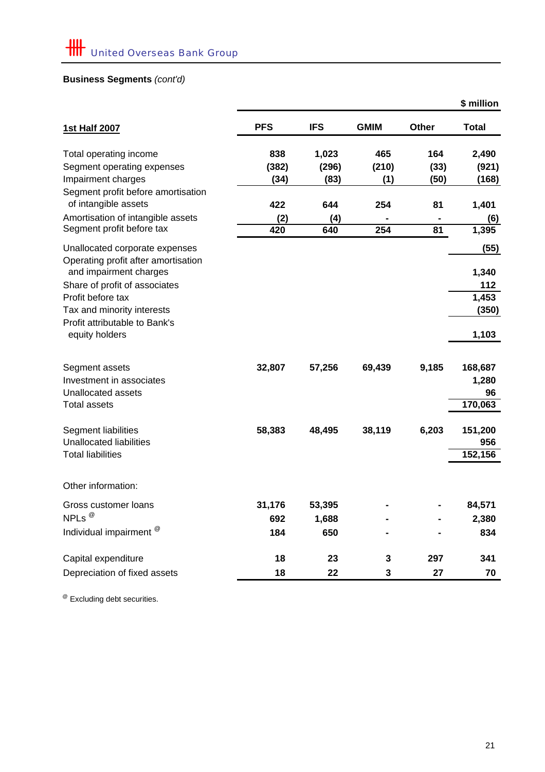United Overseas Bank Group

**Business Segments** *(cont'd)*

$ million

| 1st Half 2007 | PFS | IFS | GMIM | Other | Total |
|---|---|---|---|---|---|
| Total operating income | 838 | 1,023 | 465 | 164 | 2,490 |
| Segment operating expenses | (382) | (296) | (210) | (33) | (921) |
| Impairment charges | (34) | (83) | (1) | (50) | (168) |
| Segment profit before amortisation of intangible assets | 422 | 644 | 254 | 81 | 1,401 |
| Amortisation of intangible assets | (2) | (4) | - | - | (6) |
| Segment profit before tax | 420 | 640 | 254 | 81 | 1,395 |
| Unallocated corporate expenses | | | | | (55) |
| Operating profit after amortisation and impairment charges | | | | | 1,340 |
| Share of profit of associates | | | | | 112 |
| Profit before tax | | | | | 1,453 |
| Tax and minority interests | | | | | (350) |
| Profit attributable to Bank's equity holders | | | | | 1,103 |
| Segment assets | 32,807 | 57,256 | 69,439 | 9,185 | 168,687 |
| Investment in associates | | | | | 1,280 |
| Unallocated assets | | | | | 96 |
| Total assets | | | | | 170,063 |
| Segment liabilities | 58,383 | 48,495 | 38,119 | 6,203 | 151,200 |
| Unallocated liabilities | | | | | 956 |
| Total liabilities | | | | | 152,156 |
| Other information: | | | | | |
| Gross customer loans | 31,176 | 53,395 | - | - | 84,571 |
| NPLs [@] | 692 | 1,688 | - | - | 2,380 |
| Individual impairment [@] | 184 | 650 | - | - | 834 |
| Capital expenditure | 18 | 23 | 3 | 297 | 341 |
| Depreciation of fixed assets | 18 | 22 | 3 | 27 | 70 |

[@] Excluding debt securities.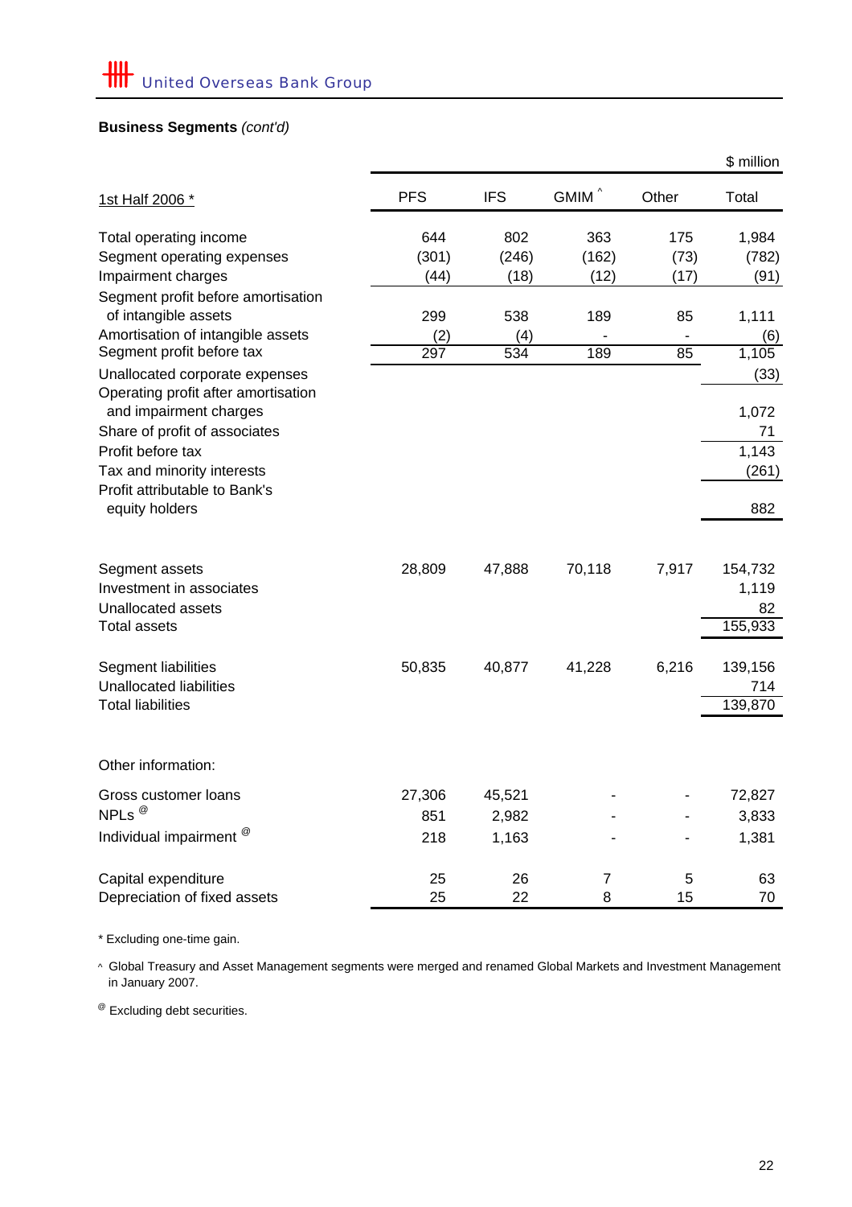United Overseas Bank Group

**Business Segments** *(cont'd)*

$ million

| 1st Half 2006 * | PFS | IFS | GMIM ^ | Other | Total |
|---|---|---|---|---|---|
| Total operating income | 644 | 802 | 363 | 175 | 1,984 |
| Segment operating expenses | (301) | (246) | (162) | (73) | (782) |
| Impairment charges | (44) | (18) | (12) | (17) | (91) |
| Segment profit before amortisation of intangible assets | 299 | 538 | 189 | 85 | 1,111 |
| Amortisation of intangible assets | (2) | (4) | - | - | (6) |
| Segment profit before tax | 297 | 534 | 189 | 85 | 1,105 |
| Unallocated corporate expenses | | | | | (33) |
| Operating profit after amortisation and impairment charges | | | | | 1,072 |
| Share of profit of associates | | | | | 71 |
| Profit before tax | | | | | 1,143 |
| Tax and minority interests | | | | | (261) |
| Profit attributable to Bank's equity holders | | | | | 882 |
| | | | | | |
| Segment assets | 28,809 | 47,888 | 70,118 | 7,917 | 154,732 |
| Investment in associates | | | | | 1,119 |
| Unallocated assets | | | | | 82 |
| Total assets | | | | | 155,933 |
| | | | | | |
| Segment liabilities | 50,835 | 40,877 | 41,228 | 6,216 | 139,156 |
| Unallocated liabilities | | | | | 714 |
| Total liabilities | | | | | 139,870 |
| | | | | | |
| Other information: | | | | | |
| Gross customer loans | 27,306 | 45,521 | - | - | 72,827 |
| NPLs @ | 851 | 2,982 | - | - | 3,833 |
| Individual impairment @ | 218 | 1,163 | - | - | 1,381 |
| | | | | | |
| Capital expenditure | 25 | 26 | 7 | 5 | 63 |
| Depreciation of fixed assets | 25 | 22 | 8 | 15 | 70 |

* Excluding one-time gain.

^ Global Treasury and Asset Management segments were merged and renamed Global Markets and Investment Management in January 2007.

@ Excluding debt securities.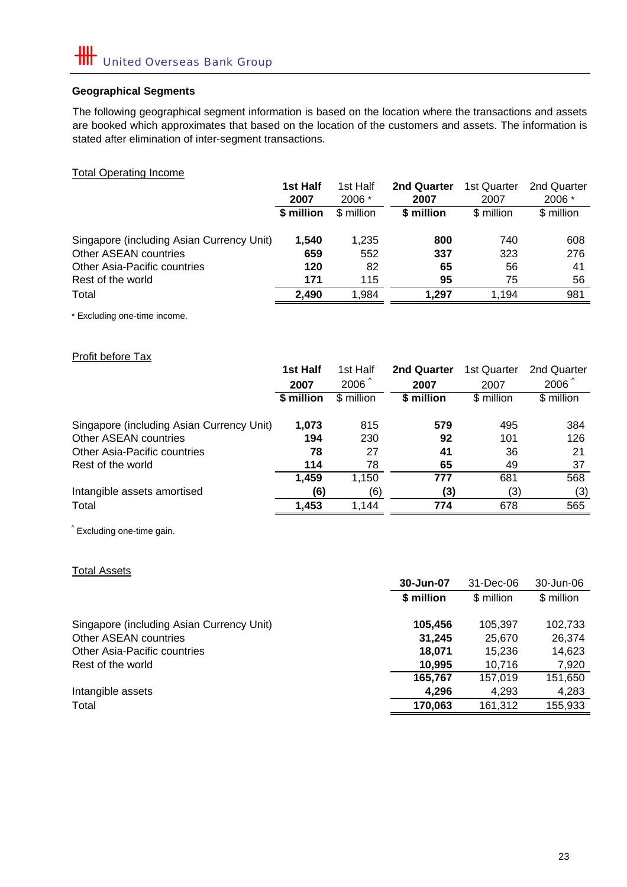## Geographical Segments

The following geographical segment information is based on the location where the transactions and assets are booked which approximates that based on the location of the customers and assets. The information is stated after elimination of inter-segment transactions.

### Total Operating Income

| | **1st Half 2007** | 1st Half 2006 * | **2nd Quarter 2007** | 1st Quarter 2007 | 2nd Quarter 2006 * |
|---|---|---|---|---|---|
| | **$ million** | $ million | **$ million** | $ million | $ million |
| Singapore (including Asian Currency Unit) | **1,540** | 1,235 | **800** | 740 | 608 |
| Other ASEAN countries | **659** | 552 | **337** | 323 | 276 |
| Other Asia-Pacific countries | **120** | 82 | **65** | 56 | 41 |
| Rest of the world | **171** | 115 | **95** | 75 | 56 |
| Total | **2,490** | 1,984 | **1,297** | 1,194 | 981 |

* Excluding one-time income.

### Profit before Tax

| | **1st Half 2007** | 1st Half 2006 ^ | **2nd Quarter 2007** | 1st Quarter 2007 | 2nd Quarter 2006 ^ |
|---|---|---|---|---|---|
| | **$ million** | $ million | **$ million** | $ million | $ million |
| Singapore (including Asian Currency Unit) | **1,073** | 815 | **579** | 495 | 384 |
| Other ASEAN countries | **194** | 230 | **92** | 101 | 126 |
| Other Asia-Pacific countries | **78** | 27 | **41** | 36 | 21 |
| Rest of the world | **114** | 78 | **65** | 49 | 37 |
| | **1,459** | 1,150 | **777** | 681 | 568 |
| Intangible assets amortised | **(6)** | (6) | **(3)** | (3) | (3) |
| Total | **1,453** | 1,144 | **774** | 678 | 565 |

^ Excluding one-time gain.

### Total Assets

| | **30-Jun-07** | 31-Dec-06 | 30-Jun-06 |
|---|---|---|---|
| | **$ million** | $ million | $ million |
| Singapore (including Asian Currency Unit) | **105,456** | 105,397 | 102,733 |
| Other ASEAN countries | **31,245** | 25,670 | 26,374 |
| Other Asia-Pacific countries | **18,071** | 15,236 | 14,623 |
| Rest of the world | **10,995** | 10,716 | 7,920 |
| | **165,767** | 157,019 | 151,650 |
| Intangible assets | **4,296** | 4,293 | 4,283 |
| Total | **170,063** | 161,312 | 155,933 |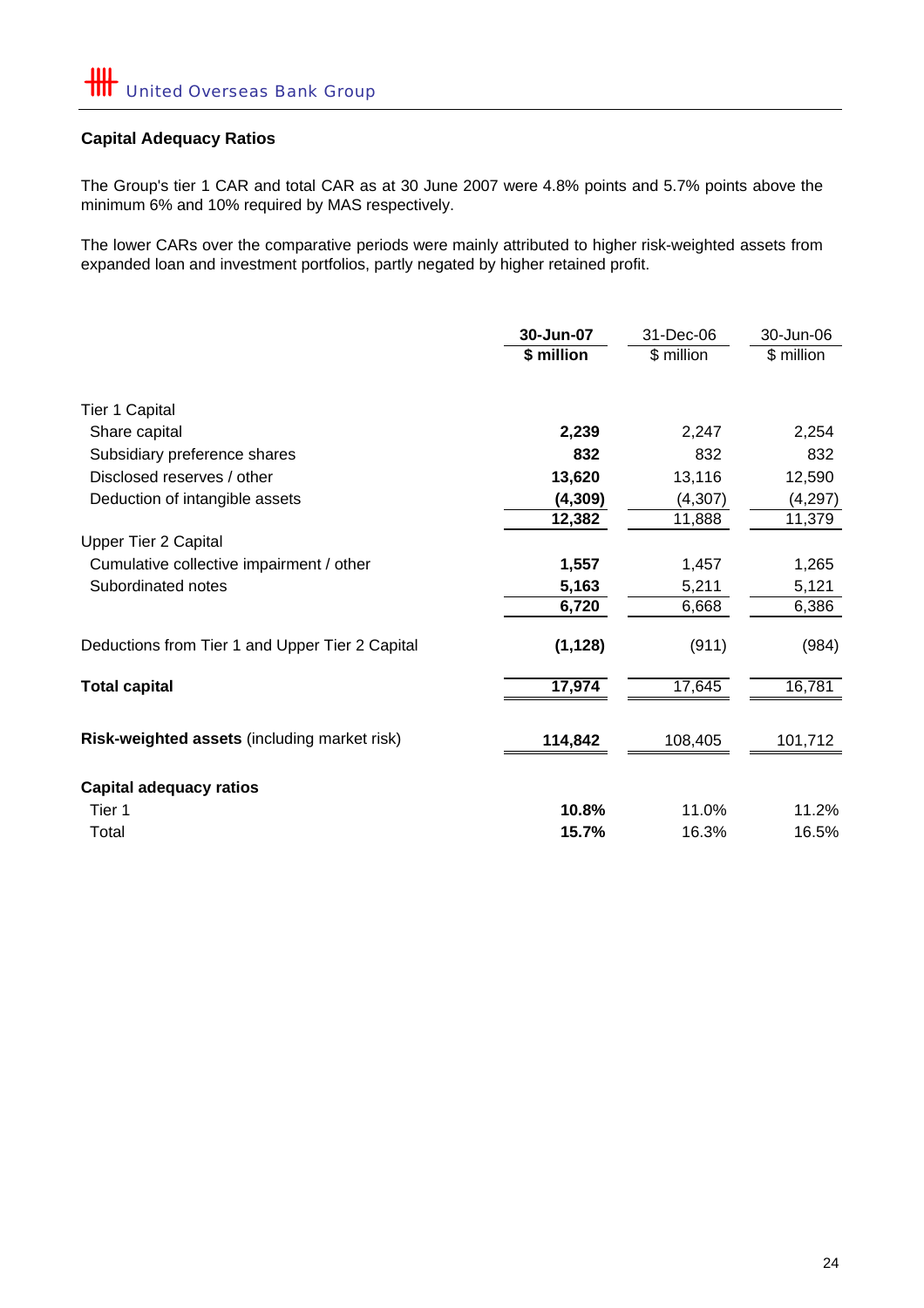## Capital Adequacy Ratios

The Group's tier 1 CAR and total CAR as at 30 June 2007 were 4.8% points and 5.7% points above the minimum 6% and 10% required by MAS respectively.

The lower CARs over the comparative periods were mainly attributed to higher risk-weighted assets from expanded loan and investment portfolios, partly negated by higher retained profit.

| | **30-Jun-07** | 31-Dec-06 | 30-Jun-06 |
|---|---|---|---|
| | **$ million** | $ million | $ million |
| Tier 1 Capital | | | |
| Share capital | **2,239** | 2,247 | 2,254 |
| Subsidiary preference shares | **832** | 832 | 832 |
| Disclosed reserves / other | **13,620** | 13,116 | 12,590 |
| Deduction of intangible assets | **(4,309)** | (4,307) | (4,297) |
| | **12,382** | 11,888 | 11,379 |
| Upper Tier 2 Capital | | | |
| Cumulative collective impairment / other | **1,557** | 1,457 | 1,265 |
| Subordinated notes | **5,163** | 5,211 | 5,121 |
| | **6,720** | 6,668 | 6,386 |
| Deductions from Tier 1 and Upper Tier 2 Capital | **(1,128)** | (911) | (984) |
| **Total capital** | **17,974** | 17,645 | 16,781 |
| **Risk-weighted assets** (including market risk) | **114,842** | 108,405 | 101,712 |
| **Capital adequacy ratios** | | | |
| Tier 1 | **10.8%** | 11.0% | 11.2% |
| Total | **15.7%** | 16.3% | 16.5% |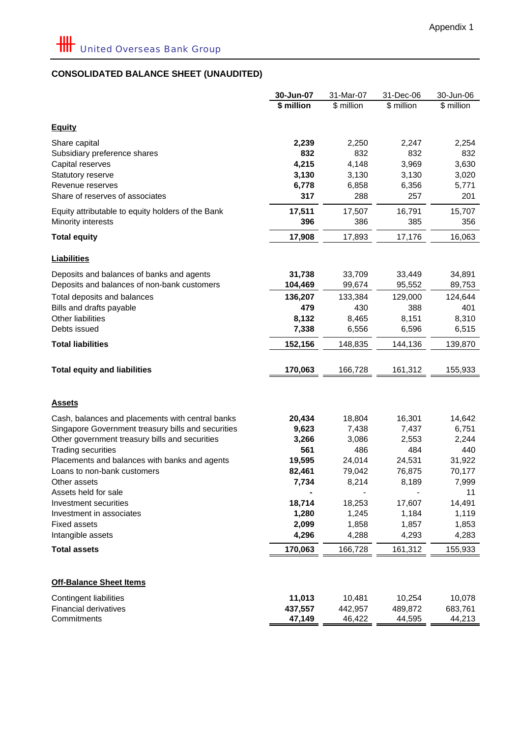Appendix 1

United Overseas Bank Group

## CONSOLIDATED BALANCE SHEET (UNAUDITED)

| | **30-Jun-07** | 31-Mar-07 | 31-Dec-06 | 30-Jun-06 |
|---|---|---|---|---|
| | **$ million** | $ million | $ million | $ million |
| **Equity** | | | | |
| Share capital | **2,239** | 2,250 | 2,247 | 2,254 |
| Subsidiary preference shares | **832** | 832 | 832 | 832 |
| Capital reserves | **4,215** | 4,148 | 3,969 | 3,630 |
| Statutory reserve | **3,130** | 3,130 | 3,130 | 3,020 |
| Revenue reserves | **6,778** | 6,858 | 6,356 | 5,771 |
| Share of reserves of associates | **317** | 288 | 257 | 201 |
| Equity attributable to equity holders of the Bank | **17,511** | 17,507 | 16,791 | 15,707 |
| Minority interests | **396** | 386 | 385 | 356 |
| **Total equity** | **17,908** | 17,893 | 17,176 | 16,063 |
| **Liabilities** | | | | |
| Deposits and balances of banks and agents | **31,738** | 33,709 | 33,449 | 34,891 |
| Deposits and balances of non-bank customers | **104,469** | 99,674 | 95,552 | 89,753 |
| Total deposits and balances | **136,207** | 133,384 | 129,000 | 124,644 |
| Bills and drafts payable | **479** | 430 | 388 | 401 |
| Other liabilities | **8,132** | 8,465 | 8,151 | 8,310 |
| Debts issued | **7,338** | 6,556 | 6,596 | 6,515 |
| **Total liabilities** | **152,156** | 148,835 | 144,136 | 139,870 |
| **Total equity and liabilities** | **170,063** | 166,728 | 161,312 | 155,933 |
| **Assets** | | | | |
| Cash, balances and placements with central banks | **20,434** | 18,804 | 16,301 | 14,642 |
| Singapore Government treasury bills and securities | **9,623** | 7,438 | 7,437 | 6,751 |
| Other government treasury bills and securities | **3,266** | 3,086 | 2,553 | 2,244 |
| Trading securities | **561** | 486 | 484 | 440 |
| Placements and balances with banks and agents | **19,595** | 24,014 | 24,531 | 31,922 |
| Loans to non-bank customers | **82,461** | 79,042 | 76,875 | 70,177 |
| Other assets | **7,734** | 8,214 | 8,189 | 7,999 |
| Assets held for sale | **-** | - | - | 11 |
| Investment securities | **18,714** | 18,253 | 17,607 | 14,491 |
| Investment in associates | **1,280** | 1,245 | 1,184 | 1,119 |
| Fixed assets | **2,099** | 1,858 | 1,857 | 1,853 |
| Intangible assets | **4,296** | 4,288 | 4,293 | 4,283 |
| **Total assets** | **170,063** | 166,728 | 161,312 | 155,933 |
| **Off-Balance Sheet Items** | | | | |
| Contingent liabilities | **11,013** | 10,481 | 10,254 | 10,078 |
| Financial derivatives | **437,557** | 442,957 | 489,872 | 683,761 |
| Commitments | **47,149** | 46,422 | 44,595 | 44,213 |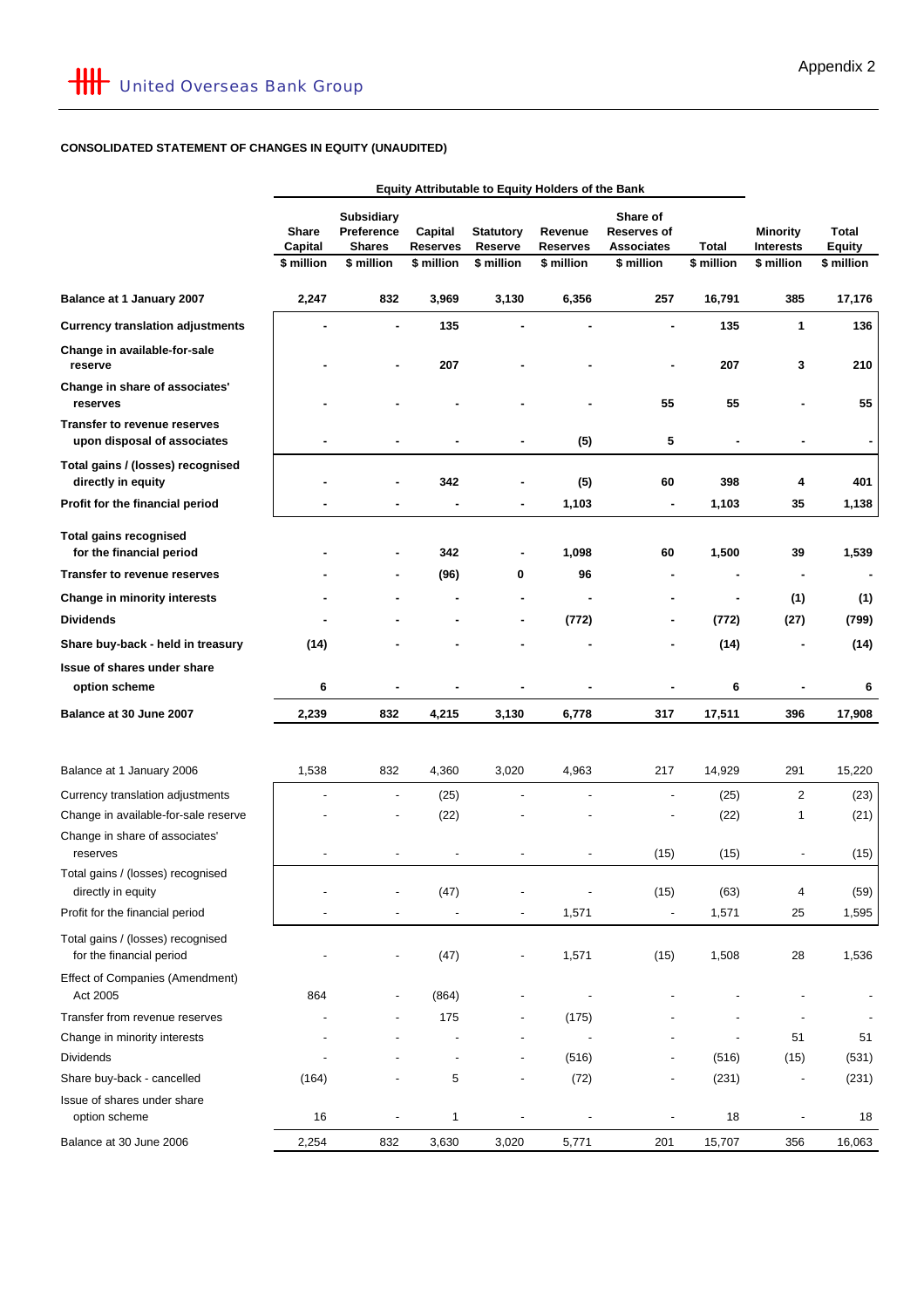Appendix 2

United Overseas Bank Group

**CONSOLIDATED STATEMENT OF CHANGES IN EQUITY (UNAUDITED)**

| | Equity Attributable to Equity Holders of the Bank | | | | | | | | |
|---|---|---|---|---|---|---|---|---|---|
| | Share Capital | Subsidiary Preference Shares | Capital Reserves | Statutory Reserve | Revenue Reserves | Share of Reserves of Associates | Total | Minority Interests | Total Equity |
| | $ million | $ million | $ million | $ million | $ million | $ million | $ million | $ million | $ million |
| **Balance at 1 January 2007** | **2,247** | **832** | **3,969** | **3,130** | **6,356** | **257** | **16,791** | **385** | **17,176** |
| **Currency translation adjustments** | **-** | **-** | **135** | **-** | **-** | **-** | **135** | **1** | **136** |
| **Change in available-for-sale reserve** | **-** | **-** | **207** | **-** | **-** | **-** | **207** | **3** | **210** |
| **Change in share of associates' reserves** | **-** | **-** | **-** | **-** | **-** | **55** | **55** | **-** | **55** |
| **Transfer to revenue reserves upon disposal of associates** | **-** | **-** | **-** | **-** | **(5)** | **5** | **-** | **-** | **-** |
| **Total gains / (losses) recognised directly in equity** | **-** | **-** | **342** | **-** | **(5)** | **60** | **398** | **4** | **401** |
| **Profit for the financial period** | **-** | **-** | **-** | **-** | **1,103** | **-** | **1,103** | **35** | **1,138** |
| **Total gains recognised for the financial period** | **-** | **-** | **342** | **-** | **1,098** | **60** | **1,500** | **39** | **1,539** |
| **Transfer to revenue reserves** | **-** | **-** | **(96)** | **0** | **96** | **-** | **-** | **-** | **-** |
| **Change in minority interests** | **-** | **-** | **-** | **-** | **-** | **-** | **-** | **(1)** | **(1)** |
| **Dividends** | **-** | **-** | **-** | **-** | **(772)** | **-** | **(772)** | **(27)** | **(799)** |
| **Share buy-back - held in treasury** | **(14)** | **-** | **-** | **-** | **-** | **-** | **(14)** | **-** | **(14)** |
| **Issue of shares under share option scheme** | **6** | **-** | **-** | **-** | **-** | **-** | **6** | **-** | **6** |
| **Balance at 30 June 2007** | **2,239** | **832** | **4,215** | **3,130** | **6,778** | **317** | **17,511** | **396** | **17,908** |
| | | | | | | | | | |
| Balance at 1 January 2006 | 1,538 | 832 | 4,360 | 3,020 | 4,963 | 217 | 14,929 | 291 | 15,220 |
| Currency translation adjustments | - | - | (25) | - | - | - | (25) | 2 | (23) |
| Change in available-for-sale reserve | - | - | (22) | - | - | - | (22) | 1 | (21) |
| Change in share of associates' reserves | - | - | - | - | - | (15) | (15) | - | (15) |
| Total gains / (losses) recognised directly in equity | - | - | (47) | - | - | (15) | (63) | 4 | (59) |
| Profit for the financial period | - | - | - | - | 1,571 | - | 1,571 | 25 | 1,595 |
| Total gains / (losses) recognised for the financial period | - | - | (47) | - | 1,571 | (15) | 1,508 | 28 | 1,536 |
| Effect of Companies (Amendment) Act 2005 | 864 | - | (864) | - | - | - | - | - | - |
| Transfer from revenue reserves | - | - | 175 | - | (175) | - | - | - | - |
| Change in minority interests | - | - | - | - | - | - | - | 51 | 51 |
| Dividends | - | - | - | - | (516) | - | (516) | (15) | (531) |
| Share buy-back - cancelled | (164) | - | 5 | - | (72) | - | (231) | - | (231) |
| Issue of shares under share option scheme | 16 | - | 1 | - | - | - | 18 | - | 18 |
| Balance at 30 June 2006 | 2,254 | 832 | 3,630 | 3,020 | 5,771 | 201 | 15,707 | 356 | 16,063 |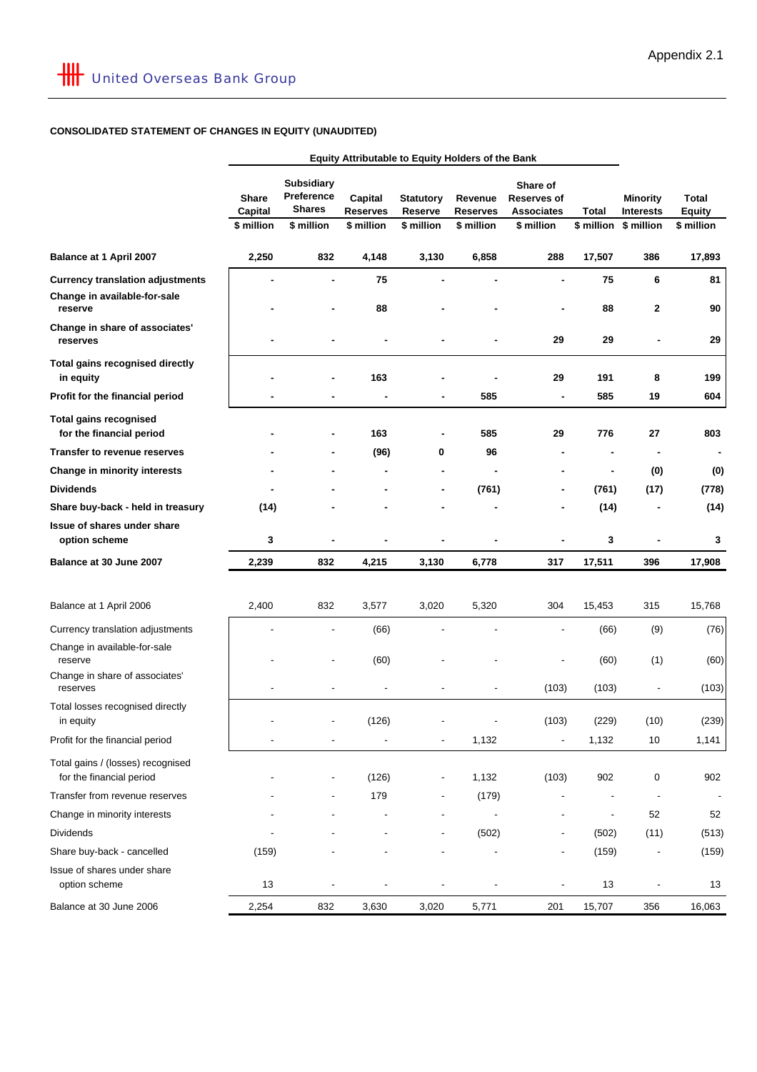Appendix 2.1

United Overseas Bank Group

**CONSOLIDATED STATEMENT OF CHANGES IN EQUITY (UNAUDITED)**

| | Equity Attributable to Equity Holders of the Bank | | | | | | | | |
|---|---|---|---|---|---|---|---|---|---|
| | **Share Capital** | **Subsidiary Preference Shares** | **Capital Reserves** | **Statutory Reserve** | **Revenue Reserves** | **Share of Reserves of Associates** | **Total** | **Minority Interests** | **Total Equity** |
| | **$ million** | **$ million** | **$ million** | **$ million** | **$ million** | **$ million** | **$ million** | **$ million** | **$ million** |
| **Balance at 1 April 2007** | **2,250** | **832** | **4,148** | **3,130** | **6,858** | **288** | **17,507** | **386** | **17,893** |
| **Currency translation adjustments** | **-** | **-** | **75** | **-** | **-** | **-** | **75** | **6** | **81** |
| **Change in available-for-sale reserve** | **-** | **-** | **88** | **-** | **-** | **-** | **88** | **2** | **90** |
| **Change in share of associates' reserves** | **-** | **-** | **-** | **-** | **-** | **29** | **29** | **-** | **29** |
| **Total gains recognised directly in equity** | **-** | **-** | **163** | **-** | **-** | **29** | **191** | **8** | **199** |
| **Profit for the financial period** | **-** | **-** | **-** | **-** | **585** | **-** | **585** | **19** | **604** |
| **Total gains recognised for the financial period** | **-** | **-** | **163** | **-** | **585** | **29** | **776** | **27** | **803** |
| **Transfer to revenue reserves** | **-** | **-** | **(96)** | **0** | **96** | **-** | **-** | **-** | **-** |
| **Change in minority interests** | **-** | **-** | **-** | **-** | **-** | **-** | **-** | **(0)** | **(0)** |
| **Dividends** | **-** | **-** | **-** | **-** | **(761)** | **-** | **(761)** | **(17)** | **(778)** |
| **Share buy-back - held in treasury** | **(14)** | **-** | **-** | **-** | **-** | **-** | **(14)** | **-** | **(14)** |
| **Issue of shares under share option scheme** | **3** | **-** | **-** | **-** | **-** | **-** | **3** | **-** | **3** |
| **Balance at 30 June 2007** | **2,239** | **832** | **4,215** | **3,130** | **6,778** | **317** | **17,511** | **396** | **17,908** |
| | | | | | | | | | |
| Balance at 1 April 2006 | 2,400 | 832 | 3,577 | 3,020 | 5,320 | 304 | 15,453 | 315 | 15,768 |
| Currency translation adjustments | - | - | (66) | - | - | - | (66) | (9) | (76) |
| Change in available-for-sale reserve | - | - | (60) | - | - | - | (60) | (1) | (60) |
| Change in share of associates' reserves | - | - | - | - | - | (103) | (103) | - | (103) |
| Total losses recognised directly in equity | - | - | (126) | - | - | (103) | (229) | (10) | (239) |
| Profit for the financial period | - | - | - | - | 1,132 | - | 1,132 | 10 | 1,141 |
| Total gains / (losses) recognised for the financial period | - | - | (126) | - | 1,132 | (103) | 902 | 0 | 902 |
| Transfer from revenue reserves | - | - | 179 | - | (179) | - | - | - | - |
| Change in minority interests | - | - | - | - | - | - | - | 52 | 52 |
| Dividends | - | - | - | - | (502) | - | (502) | (11) | (513) |
| Share buy-back - cancelled | (159) | - | - | - | - | - | (159) | - | (159) |
| Issue of shares under share option scheme | 13 | - | - | - | - | - | 13 | - | 13 |
| Balance at 30 June 2006 | 2,254 | 832 | 3,630 | 3,020 | 5,771 | 201 | 15,707 | 356 | 16,063 |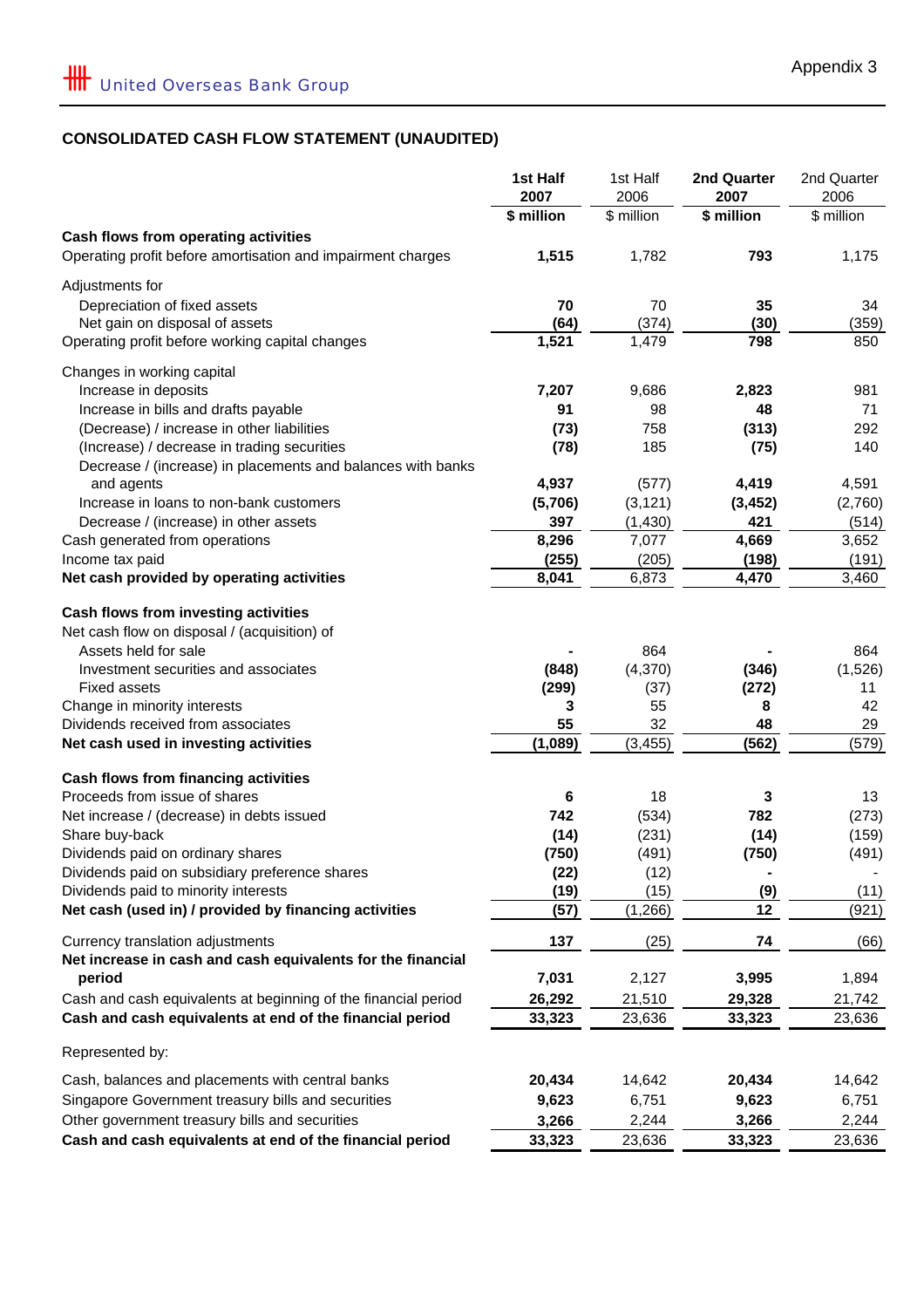United Overseas Bank Group

Appendix 3

## CONSOLIDATED CASH FLOW STATEMENT (UNAUDITED)

| | **1st Half 2007** | 1st Half 2006 | **2nd Quarter 2007** | 2nd Quarter 2006 |
|---|---|---|---|---|
| | **$ million** | $ million | **$ million** | $ million |
| **Cash flows from operating activities** | | | | |
| Operating profit before amortisation and impairment charges | **1,515** | 1,782 | **793** | 1,175 |
| Adjustments for | | | | |
| Depreciation of fixed assets | **70** | 70 | **35** | 34 |
| Net gain on disposal of assets | **(64)** | (374) | **(30)** | (359) |
| Operating profit before working capital changes | **1,521** | 1,479 | **798** | 850 |
| Changes in working capital | | | | |
| Increase in deposits | **7,207** | 9,686 | **2,823** | 981 |
| Increase in bills and drafts payable | **91** | 98 | **48** | 71 |
| (Decrease) / increase in other liabilities | **(73)** | 758 | **(313)** | 292 |
| (Increase) / decrease in trading securities | **(78)** | 185 | **(75)** | 140 |
| Decrease / (increase) in placements and balances with banks and agents | **4,937** | (577) | **4,419** | 4,591 |
| Increase in loans to non-bank customers | **(5,706)** | (3,121) | **(3,452)** | (2,760) |
| Decrease / (increase) in other assets | **397** | (1,430) | **421** | (514) |
| Cash generated from operations | **8,296** | 7,077 | **4,669** | 3,652 |
| Income tax paid | **(255)** | (205) | **(198)** | (191) |
| **Net cash provided by operating activities** | **8,041** | 6,873 | **4,470** | 3,460 |
| **Cash flows from investing activities** | | | | |
| Net cash flow on disposal / (acquisition) of | | | | |
| Assets held for sale | **-** | 864 | **-** | 864 |
| Investment securities and associates | **(848)** | (4,370) | **(346)** | (1,526) |
| Fixed assets | **(299)** | (37) | **(272)** | 11 |
| Change in minority interests | **3** | 55 | **8** | 42 |
| Dividends received from associates | **55** | 32 | **48** | 29 |
| **Net cash used in investing activities** | **(1,089)** | (3,455) | **(562)** | (579) |
| **Cash flows from financing activities** | | | | |
| Proceeds from issue of shares | **6** | 18 | **3** | 13 |
| Net increase / (decrease) in debts issued | **742** | (534) | **782** | (273) |
| Share buy-back | **(14)** | (231) | **(14)** | (159) |
| Dividends paid on ordinary shares | **(750)** | (491) | **(750)** | (491) |
| Dividends paid on subsidiary preference shares | **(22)** | (12) | **-** | - |
| Dividends paid to minority interests | **(19)** | (15) | **(9)** | (11) |
| **Net cash (used in) / provided by financing activities** | **(57)** | (1,266) | **12** | (921) |
| Currency translation adjustments | **137** | (25) | **74** | (66) |
| **Net increase in cash and cash equivalents for the financial period** | **7,031** | 2,127 | **3,995** | 1,894 |
| Cash and cash equivalents at beginning of the financial period | **26,292** | 21,510 | **29,328** | 21,742 |
| **Cash and cash equivalents at end of the financial period** | **33,323** | 23,636 | **33,323** | 23,636 |
| Represented by: | | | | |
| Cash, balances and placements with central banks | **20,434** | 14,642 | **20,434** | 14,642 |
| Singapore Government treasury bills and securities | **9,623** | 6,751 | **9,623** | 6,751 |
| Other government treasury bills and securities | **3,266** | 2,244 | **3,266** | 2,244 |
| **Cash and cash equivalents at end of the financial period** | **33,323** | 23,636 | **33,323** | 23,636 |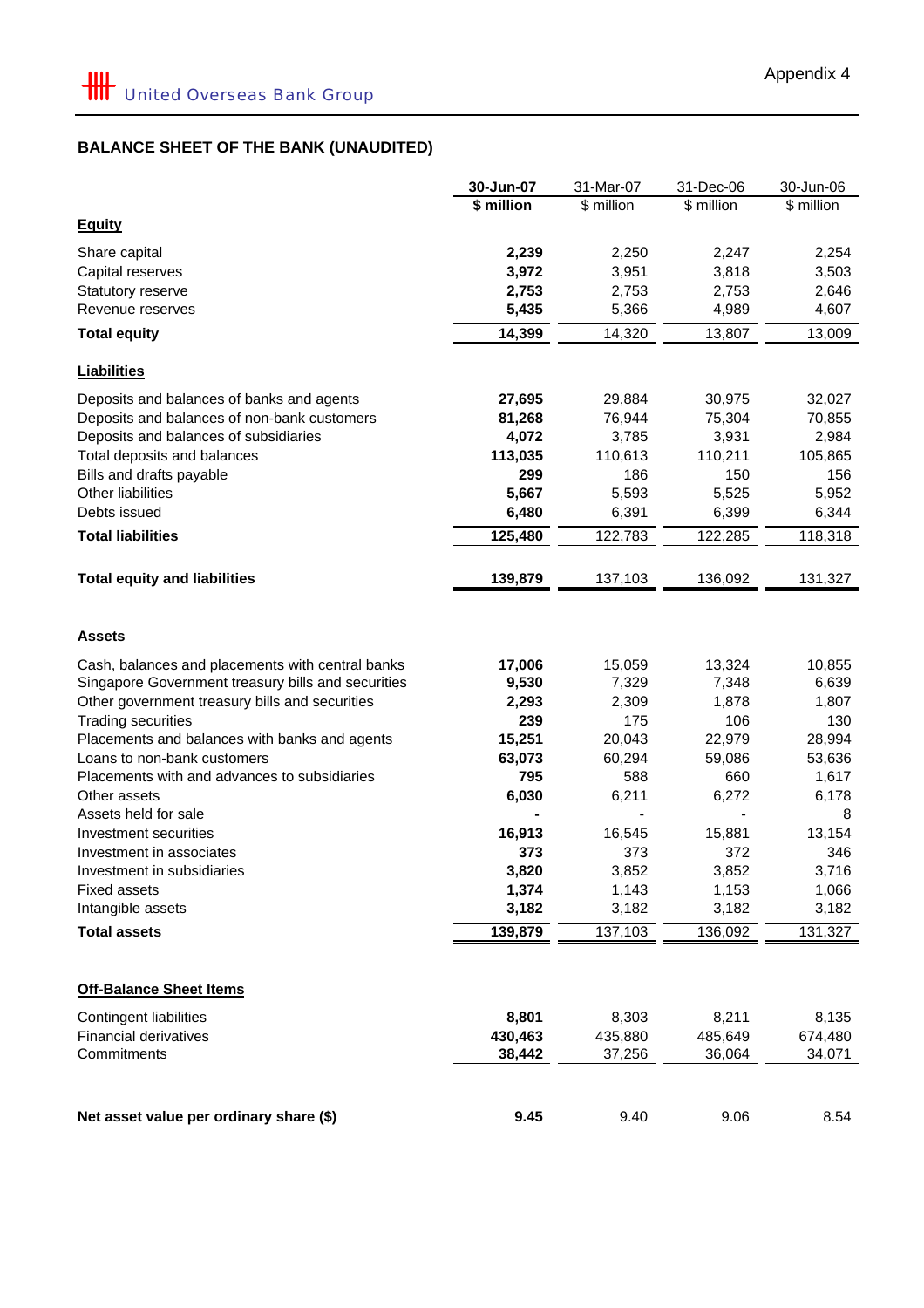United Overseas Bank Group

Appendix 4

## BALANCE SHEET OF THE BANK (UNAUDITED)

| | 30-Jun-07 | 31-Mar-07 | 31-Dec-06 | 30-Jun-06 |
|---|---|---|---|---|
| | $ million | $ million | $ million | $ million |
| **Equity** | | | | |
| Share capital | **2,239** | 2,250 | 2,247 | 2,254 |
| Capital reserves | **3,972** | 3,951 | 3,818 | 3,503 |
| Statutory reserve | **2,753** | 2,753 | 2,753 | 2,646 |
| Revenue reserves | **5,435** | 5,366 | 4,989 | 4,607 |
| **Total equity** | **14,399** | 14,320 | 13,807 | 13,009 |
| **Liabilities** | | | | |
| Deposits and balances of banks and agents | **27,695** | 29,884 | 30,975 | 32,027 |
| Deposits and balances of non-bank customers | **81,268** | 76,944 | 75,304 | 70,855 |
| Deposits and balances of subsidiaries | **4,072** | 3,785 | 3,931 | 2,984 |
| Total deposits and balances | **113,035** | 110,613 | 110,211 | 105,865 |
| Bills and drafts payable | **299** | 186 | 150 | 156 |
| Other liabilities | **5,667** | 5,593 | 5,525 | 5,952 |
| Debts issued | **6,480** | 6,391 | 6,399 | 6,344 |
| **Total liabilities** | **125,480** | 122,783 | 122,285 | 118,318 |
| **Total equity and liabilities** | **139,879** | 137,103 | 136,092 | 131,327 |
| **Assets** | | | | |
| Cash, balances and placements with central banks | **17,006** | 15,059 | 13,324 | 10,855 |
| Singapore Government treasury bills and securities | **9,530** | 7,329 | 7,348 | 6,639 |
| Other government treasury bills and securities | **2,293** | 2,309 | 1,878 | 1,807 |
| Trading securities | **239** | 175 | 106 | 130 |
| Placements and balances with banks and agents | **15,251** | 20,043 | 22,979 | 28,994 |
| Loans to non-bank customers | **63,073** | 60,294 | 59,086 | 53,636 |
| Placements with and advances to subsidiaries | **795** | 588 | 660 | 1,617 |
| Other assets | **6,030** | 6,211 | 6,272 | 6,178 |
| Assets held for sale | **-** | - | - | 8 |
| Investment securities | **16,913** | 16,545 | 15,881 | 13,154 |
| Investment in associates | **373** | 373 | 372 | 346 |
| Investment in subsidiaries | **3,820** | 3,852 | 3,852 | 3,716 |
| Fixed assets | **1,374** | 1,143 | 1,153 | 1,066 |
| Intangible assets | **3,182** | 3,182 | 3,182 | 3,182 |
| **Total assets** | **139,879** | 137,103 | 136,092 | 131,327 |
| **Off-Balance Sheet Items** | | | | |
| Contingent liabilities | **8,801** | 8,303 | 8,211 | 8,135 |
| Financial derivatives | **430,463** | 435,880 | 485,649 | 674,480 |
| Commitments | **38,442** | 37,256 | 36,064 | 34,071 |
| **Net asset value per ordinary share ($)** | **9.45** | 9.40 | 9.06 | 8.54 |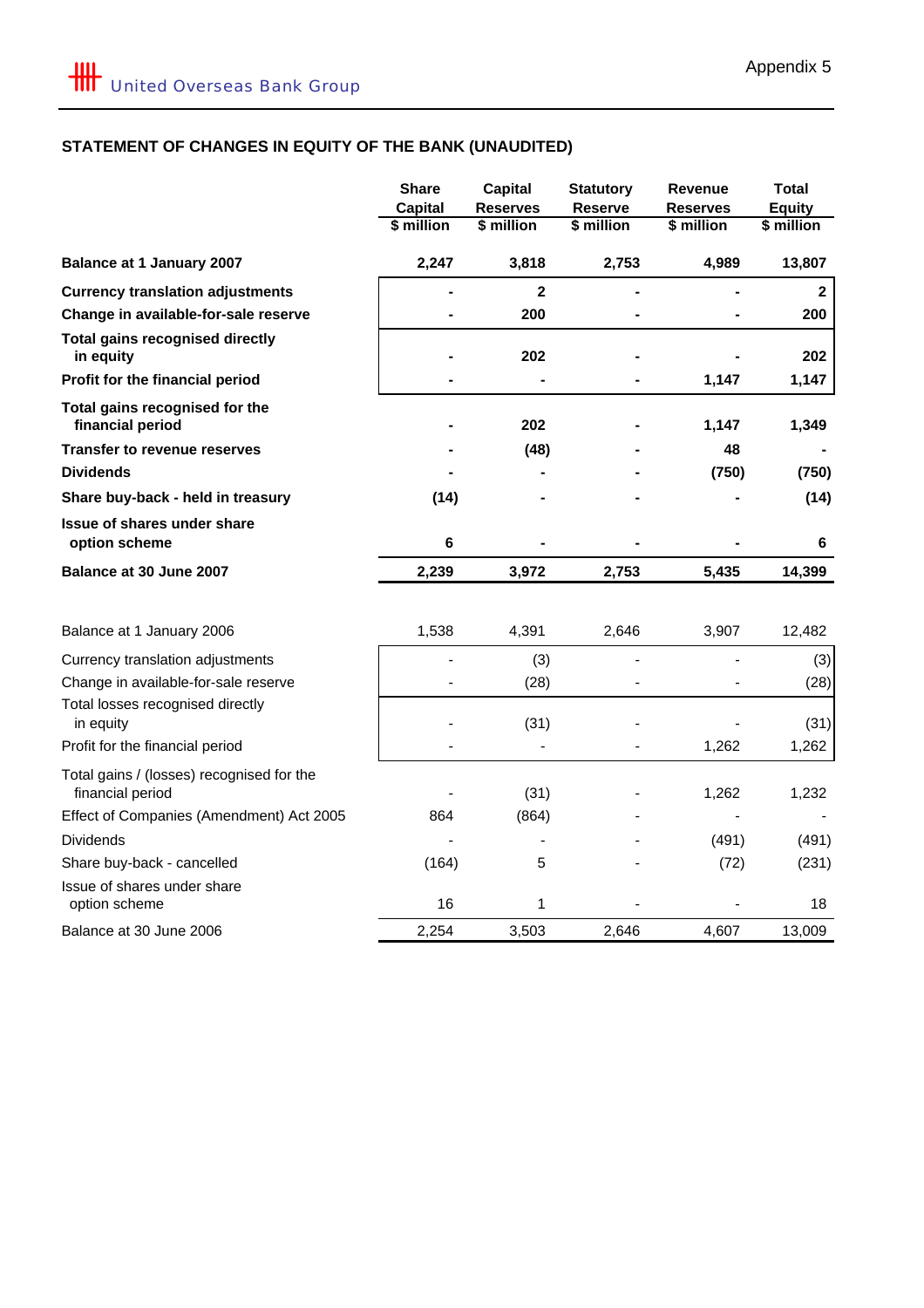Appendix 5

United Overseas Bank Group

## STATEMENT OF CHANGES IN EQUITY OF THE BANK (UNAUDITED)

| | Share Capital $ million | Capital Reserves $ million | Statutory Reserve $ million | Revenue Reserves $ million | Total Equity $ million |
|---|---|---|---|---|---|
| **Balance at 1 January 2007** | **2,247** | **3,818** | **2,753** | **4,989** | **13,807** |
| **Currency translation adjustments** | **-** | **2** | **-** | **-** | **2** |
| **Change in available-for-sale reserve** | **-** | **200** | **-** | **-** | **200** |
| **Total gains recognised directly in equity** | **-** | **202** | **-** | **-** | **202** |
| **Profit for the financial period** | **-** | **-** | **-** | **1,147** | **1,147** |
| **Total gains recognised for the financial period** | **-** | **202** | **-** | **1,147** | **1,349** |
| **Transfer to revenue reserves** | **-** | **(48)** | **-** | **48** | **-** |
| **Dividends** | **-** | **-** | **-** | **(750)** | **(750)** |
| **Share buy-back - held in treasury** | **(14)** | **-** | **-** | **-** | **(14)** |
| **Issue of shares under share option scheme** | **6** | **-** | **-** | **-** | **6** |
| **Balance at 30 June 2007** | **2,239** | **3,972** | **2,753** | **5,435** | **14,399** |
| | | | | | |
| Balance at 1 January 2006 | 1,538 | 4,391 | 2,646 | 3,907 | 12,482 |
| Currency translation adjustments | - | (3) | - | - | (3) |
| Change in available-for-sale reserve | - | (28) | - | - | (28) |
| Total losses recognised directly in equity | - | (31) | - | - | (31) |
| Profit for the financial period | - | - | - | 1,262 | 1,262 |
| Total gains / (losses) recognised for the financial period | - | (31) | - | 1,262 | 1,232 |
| Effect of Companies (Amendment) Act 2005 | 864 | (864) | - | - | - |
| Dividends | - | - | - | (491) | (491) |
| Share buy-back - cancelled | (164) | 5 | - | (72) | (231) |
| Issue of shares under share option scheme | 16 | 1 | - | - | 18 |
| Balance at 30 June 2006 | 2,254 | 3,503 | 2,646 | 4,607 | 13,009 |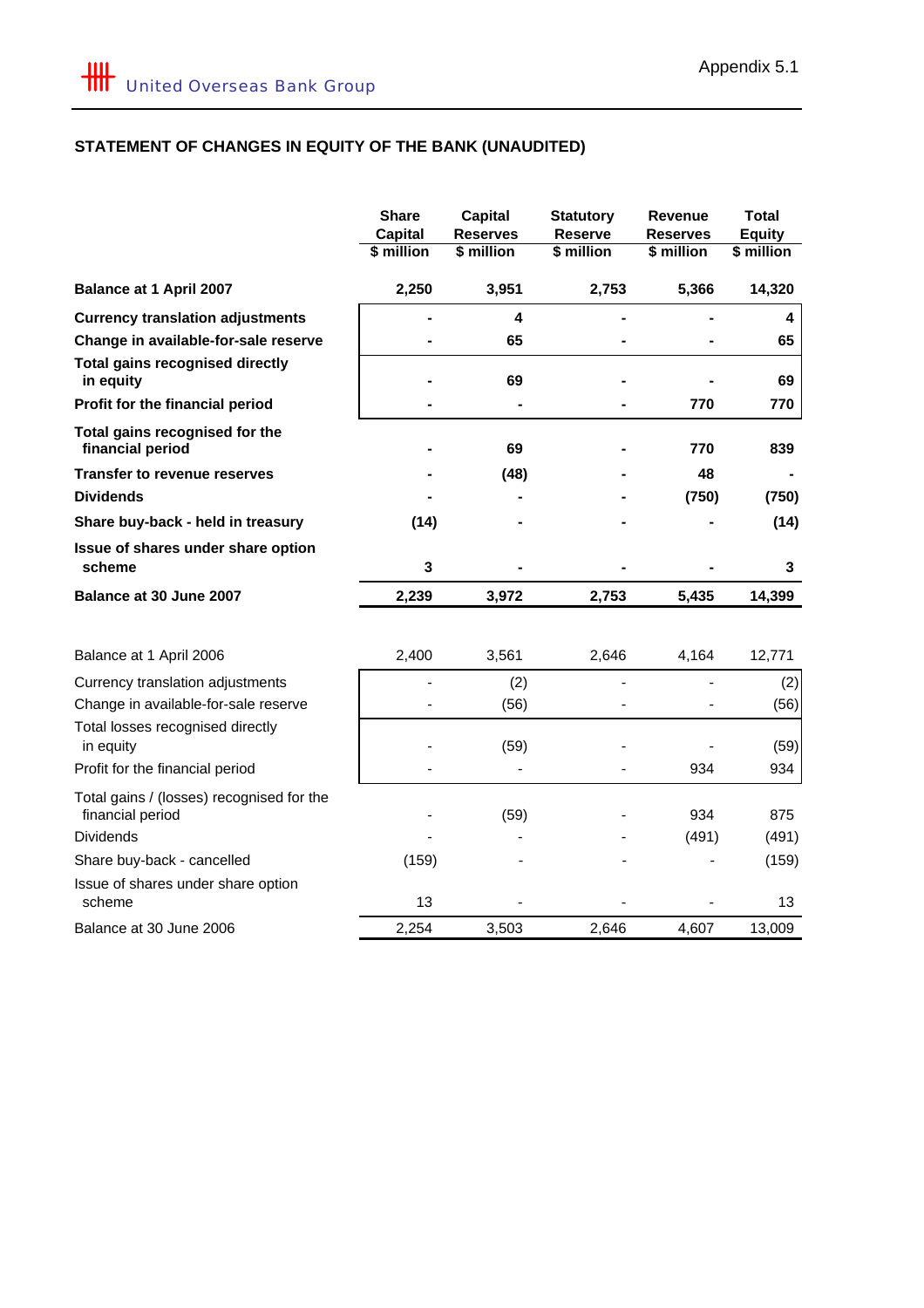Appendix 5.1

## STATEMENT OF CHANGES IN EQUITY OF THE BANK (UNAUDITED)

| | Share Capital $ million | Capital Reserves $ million | Statutory Reserve $ million | Revenue Reserves $ million | Total Equity $ million |
|---|---|---|---|---|---|
| **Balance at 1 April 2007** | **2,250** | **3,951** | **2,753** | **5,366** | **14,320** |
| **Currency translation adjustments** | **-** | **4** | **-** | **-** | **4** |
| **Change in available-for-sale reserve** | **-** | **65** | **-** | **-** | **65** |
| **Total gains recognised directly in equity** | **-** | **69** | **-** | **-** | **69** |
| **Profit for the financial period** | **-** | **-** | **-** | **770** | **770** |
| **Total gains recognised for the financial period** | **-** | **69** | **-** | **770** | **839** |
| **Transfer to revenue reserves** | **-** | **(48)** | **-** | **48** | **-** |
| **Dividends** | **-** | **-** | **-** | **(750)** | **(750)** |
| **Share buy-back - held in treasury** | **(14)** | **-** | **-** | **-** | **(14)** |
| **Issue of shares under share option scheme** | **3** | **-** | **-** | **-** | **3** |
| **Balance at 30 June 2007** | **2,239** | **3,972** | **2,753** | **5,435** | **14,399** |
| | | | | | |
| Balance at 1 April 2006 | 2,400 | 3,561 | 2,646 | 4,164 | 12,771 |
| Currency translation adjustments | - | (2) | - | - | (2) |
| Change in available-for-sale reserve | - | (56) | - | - | (56) |
| Total losses recognised directly in equity | - | (59) | - | - | (59) |
| Profit for the financial period | - | - | - | 934 | 934 |
| Total gains / (losses) recognised for the financial period | - | (59) | - | 934 | 875 |
| Dividends | - | - | - | (491) | (491) |
| Share buy-back - cancelled | (159) | - | - | - | (159) |
| Issue of shares under share option scheme | 13 | - | - | - | 13 |
| Balance at 30 June 2006 | 2,254 | 3,503 | 2,646 | 4,607 | 13,009 |